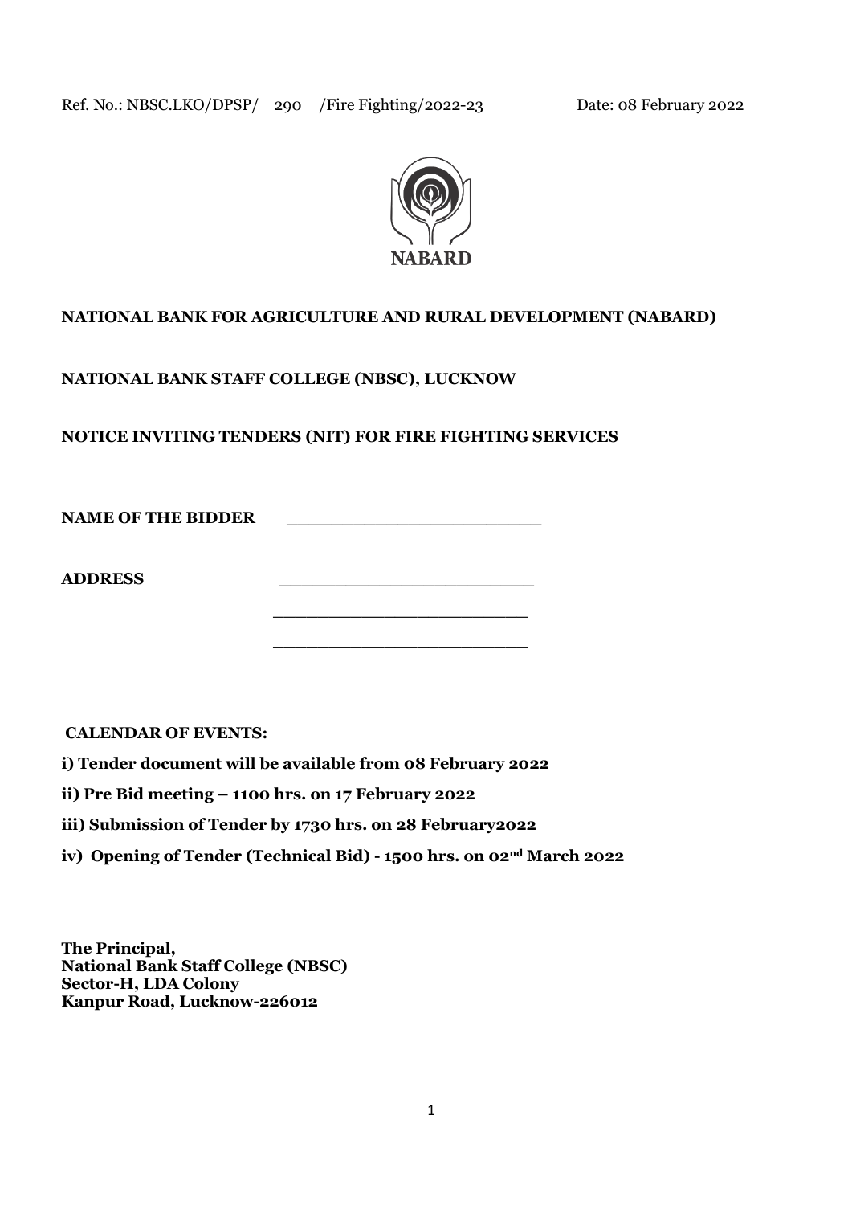Ref. No.: NBSC.LKO/DPSP/ 290 /Fire Fighting/2022-23 Date: 08 February 2022

NABARD

**NATIONAL BANK FOR AGRICULTURE AND RURAL DEVELOPMENT (NABARD)**

**NATIONAL BANK STAFF COLLEGE (NBSC), LUCKNOW**

**NOTICE INVITING TENDERS (NIT) FOR FIRE FIGHTING SERVICES**

**NAME OF THE BIDDER** ________________________

**ADDRESS** ________________________

________________________

________________________

**CALENDAR OF EVENTS:**

**i) Tender document will be available from 08 February 2022**

**ii) Pre Bid meeting – 1100 hrs. on 17 February 2022**

**iii) Submission of Tender by 1730 hrs. on 28 February2022**

**iv) Opening of Tender (Technical Bid) - 1500 hrs. on 02nd March 2022**

**The Principal,**
**National Bank Staff College (NBSC)**
**Sector-H, LDA Colony**
**Kanpur Road, Lucknow-226012**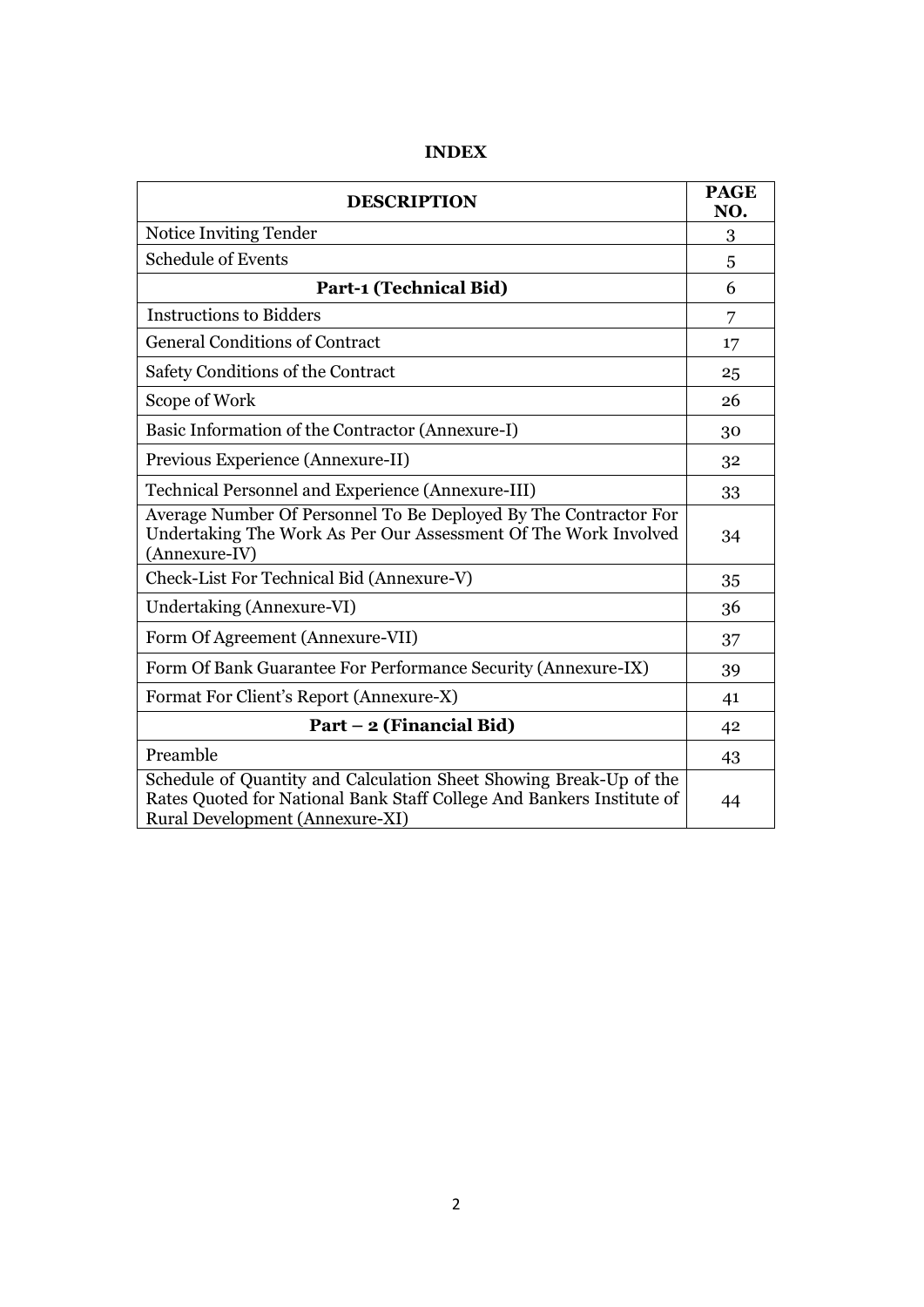# INDEX

| DESCRIPTION | PAGE NO. |
| --- | --- |
| Notice Inviting Tender | 3 |
| Schedule of Events | 5 |
| **Part-1 (Technical Bid)** | 6 |
| Instructions to Bidders | 7 |
| General Conditions of Contract | 17 |
| Safety Conditions of the Contract | 25 |
| Scope of Work | 26 |
| Basic Information of the Contractor (Annexure-I) | 30 |
| Previous Experience (Annexure-II) | 32 |
| Technical Personnel and Experience (Annexure-III) | 33 |
| Average Number Of Personnel To Be Deployed By The Contractor For Undertaking The Work As Per Our Assessment Of The Work Involved (Annexure-IV) | 34 |
| Check-List For Technical Bid (Annexure-V) | 35 |
| Undertaking (Annexure-VI) | 36 |
| Form Of Agreement (Annexure-VII) | 37 |
| Form Of Bank Guarantee For Performance Security (Annexure-IX) | 39 |
| Format For Client's Report (Annexure-X) | 41 |
| **Part – 2 (Financial Bid)** | 42 |
| Preamble | 43 |
| Schedule of Quantity and Calculation Sheet Showing Break-Up of the Rates Quoted for National Bank Staff College And Bankers Institute of Rural Development (Annexure-XI) | 44 |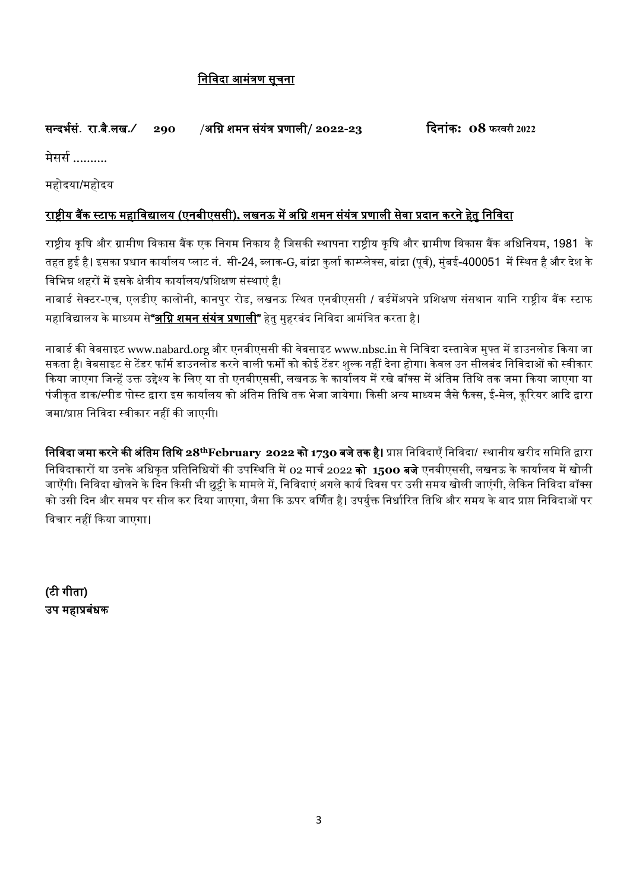**निविदा आमंत्रण सूचना**

**सन्दर्भसं. रा.बै.लख./ 290 /अग्नि शमन संयंत्र प्रणाली/ 2022-23** **दिनांक: 08 फरवरी 2022**

मेसर्स ..........

महोदया/महोदय

**राष्ट्रीय बैंक स्टाफ महाविद्यालय (एनबीएससी), लखनऊ में अग्नि शमन संयंत्र प्रणाली सेवा प्रदान करने हेतु निविदा**

राष्ट्रीय कृषि और ग्रामीण विकास बैंक एक निगम निकाय है जिसकी स्थापना राष्ट्रीय कृषि और ग्रामीण विकास बैंक अधिनियम, 1981 के तहत हुई है। इसका प्रधान कार्यालय प्लाट नं. सी-24, ब्लाक-G, बांद्रा कुर्ला काम्प्लेक्स, बांद्रा (पूर्व), मुंबई-400051 में स्थित है और देश के विभिन्न शहरों में इसके क्षेत्रीय कार्यालय/प्रशिक्षण संस्थाएं है।

नाबार्ड सेक्टर-एच, एलडीए कालोनी, कानपुर रोड, लखनऊ स्थित एनबीएससी / बर्डमेंअपने प्रशिक्षण संसथान यानि राष्ट्रीय बैंक स्टाफ महाविद्यालय के माध्यम से**"अग्नि शमन संयंत्र प्रणाली"** हेतु मुहरबंद निविदा आमंत्रित करता है।

नाबार्ड की वेबसाइट www.nabard.org और एनबीएससी की वेबसाइट www.nbsc.in से निविदा दस्तावेज मुफ्त में डाउनलोड किया जा सकता है। वेबसाइट से टेंडर फॉर्म डाउनलोड करने वाली फर्मों को कोई टेंडर शुल्क नहीं देना होगा। केवल उन सीलबंद निविदाओं को स्वीकार किया जाएगा जिन्हें उक्त उद्देश्य के लिए या तो एनबीएससी, लखनऊ के कार्यालय में रखे बॉक्स में अंतिम तिथि तक जमा किया जाएगा या पंजीकृत डाक/स्पीड पोस्ट द्वारा इस कार्यालय को अंतिम तिथि तक भेजा जायेगा। किसी अन्य माध्यम जैसे फैक्स, ई-मेल, कूरियर आदि द्वारा जमा/प्राप्त निविदा स्वीकार नहीं की जाएगी।

**निविदा जमा करने की अंतिम तिथि 28th February 2022 को 1730 बजे तक है।** प्राप्त निविदाएँ निविदा/ स्थानीय खरीद समिति द्वारा निविदाकारों या उनके अधिकृत प्रतिनिधियों की उपस्थिति में 02 मार्च 2022 **को 1500 बजे** एनबीएससी, लखनऊ के कार्यालय में खोली जाएँगी। निविदा खोलने के दिन किसी भी छुट्टी के मामले में, निविदाएं अगले कार्य दिवस पर उसी समय खोली जाएंगी, लेकिन निविदा बॉक्स को उसी दिन और समय पर सील कर दिया जाएगा, जैसा कि ऊपर वर्णित है। उपर्युक्त निर्धारित तिथि और समय के बाद प्राप्त निविदाओं पर विचार नहीं किया जाएगा।

**(टी गीता)**
**उप महाप्रबंधक**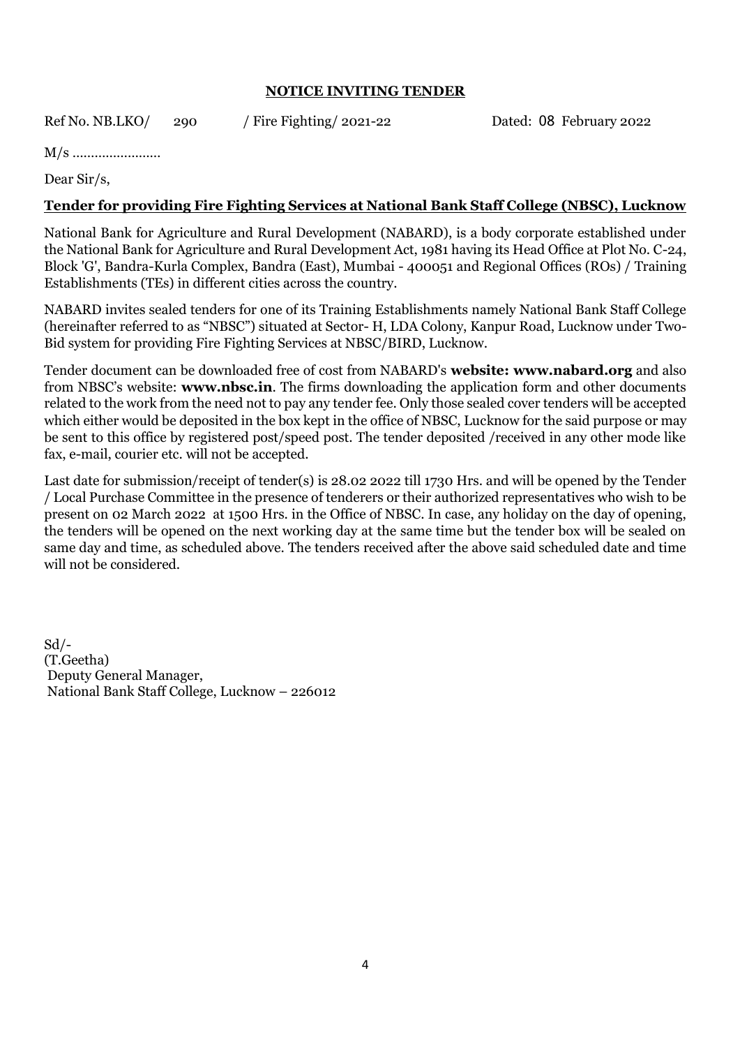## NOTICE INVITING TENDER

Ref No. NB.LKO/ 290 / Fire Fighting/ 2021-22 Dated: 08 February 2022

M/s ........................

Dear Sir/s,

**Tender for providing Fire Fighting Services at National Bank Staff College (NBSC), Lucknow**

National Bank for Agriculture and Rural Development (NABARD), is a body corporate established under the National Bank for Agriculture and Rural Development Act, 1981 having its Head Office at Plot No. C-24, Block 'G', Bandra-Kurla Complex, Bandra (East), Mumbai - 400051 and Regional Offices (ROs) / Training Establishments (TEs) in different cities across the country.

NABARD invites sealed tenders for one of its Training Establishments namely National Bank Staff College (hereinafter referred to as "NBSC") situated at Sector- H, LDA Colony, Kanpur Road, Lucknow under Two-Bid system for providing Fire Fighting Services at NBSC/BIRD, Lucknow.

Tender document can be downloaded free of cost from NABARD's **website: www.nabard.org** and also from NBSC's website: **www.nbsc.in**. The firms downloading the application form and other documents related to the work from the need not to pay any tender fee. Only those sealed cover tenders will be accepted which either would be deposited in the box kept in the office of NBSC, Lucknow for the said purpose or may be sent to this office by registered post/speed post. The tender deposited /received in any other mode like fax, e-mail, courier etc. will not be accepted.

Last date for submission/receipt of tender(s) is 28.02 2022 till 1730 Hrs. and will be opened by the Tender / Local Purchase Committee in the presence of tenderers or their authorized representatives who wish to be present on 02 March 2022 at 1500 Hrs. in the Office of NBSC. In case, any holiday on the day of opening, the tenders will be opened on the next working day at the same time but the tender box will be sealed on same day and time, as scheduled above. The tenders received after the above said scheduled date and time will not be considered.

Sd/-
(T.Geetha)
Deputy General Manager,
National Bank Staff College, Lucknow – 226012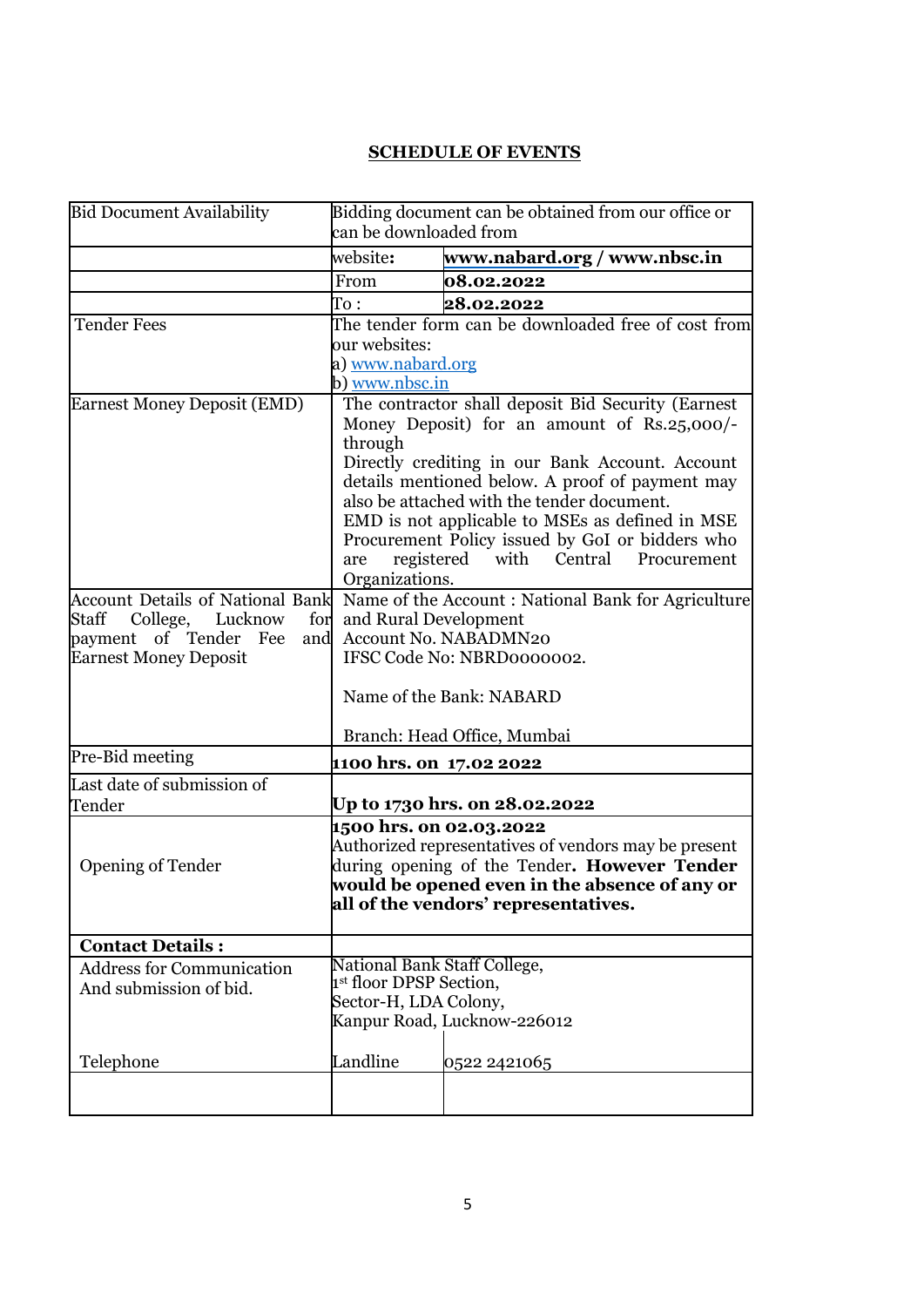## SCHEDULE OF EVENTS

| Bid Document Availability | Bidding document can be obtained from our office or can be downloaded from | |
|---|---|---|
| | website**:** | **www.nabard.org / www.nbsc.in** |
| | From | **08.02.2022** |
| | To : | **28.02.2022** |
| Tender Fees | The tender form can be downloaded free of cost from our websites:<br>a) www.nabard.org<br>b) www.nbsc.in | |
| Earnest Money Deposit (EMD) | The contractor shall deposit Bid Security (Earnest Money Deposit) for an amount of Rs.25,000/- through<br>Directly crediting in our Bank Account. Account details mentioned below. A proof of payment may also be attached with the tender document.<br>EMD is not applicable to MSEs as defined in MSE Procurement Policy issued by GoI or bidders who are registered with Central Procurement Organizations. | |
| Account Details of National Bank Staff College, Lucknow for payment of Tender Fee and Earnest Money Deposit | Name of the Account : National Bank for Agriculture and Rural Development<br>Account No. NABADMN20<br>IFSC Code No: NBRD0000002.<br><br>Name of the Bank: NABARD<br><br>Branch: Head Office, Mumbai | |
| Pre-Bid meeting | **1100 hrs. on 17.02 2022** | |
| Last date of submission of Tender | **Up to 1730 hrs. on 28.02.2022** | |
| Opening of Tender | **1500 hrs. on 02.03.2022**<br>Authorized representatives of vendors may be present during opening of the Tender**. However Tender would be opened even in the absence of any or all of the vendors' representatives.** | |
| **Contact Details :** | | |
| Address for Communication And submission of bid. | National Bank Staff College,<br>1st floor DPSP Section,<br>Sector-H, LDA Colony,<br>Kanpur Road, Lucknow-226012 | |
| Telephone | Landline | 0522 2421065 |
| | | |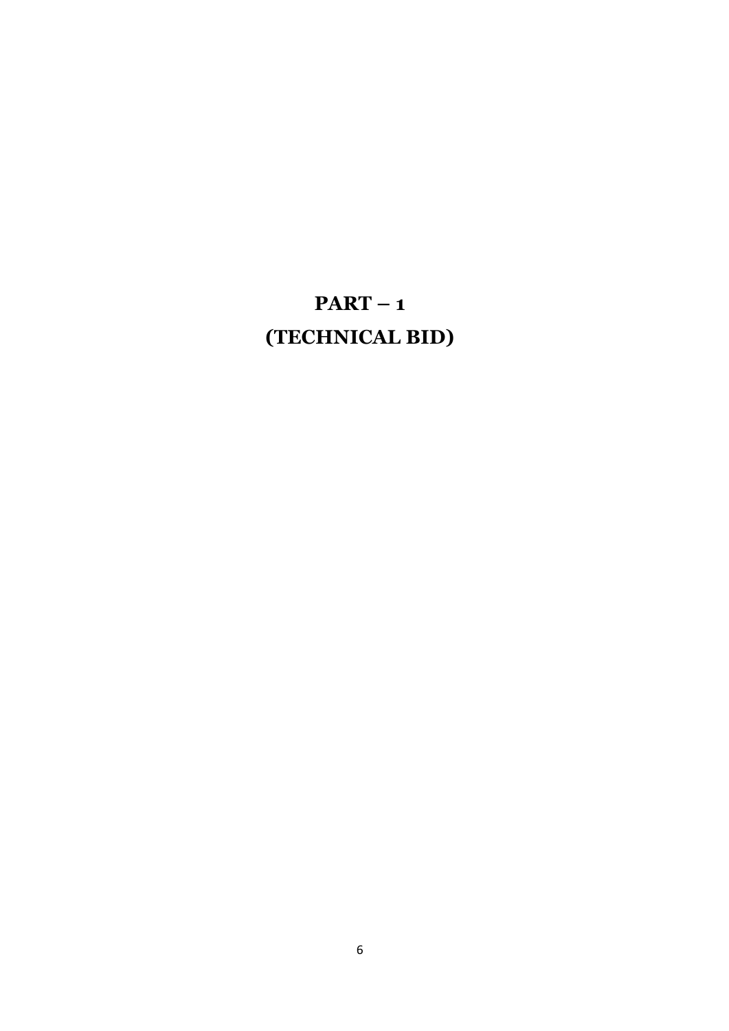# PART – 1

# (TECHNICAL BID)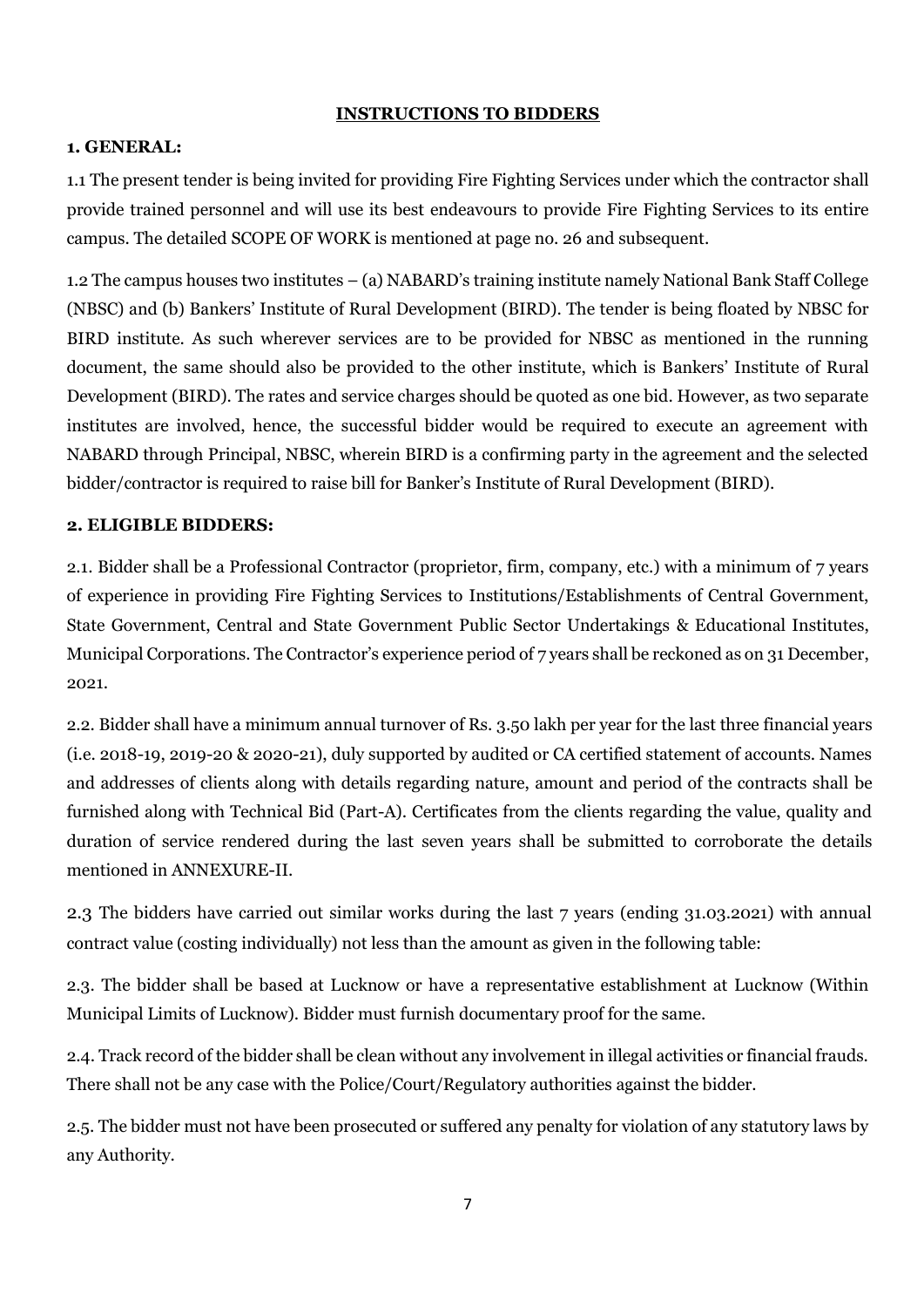**INSTRUCTIONS TO BIDDERS**

**1. GENERAL:**

1.1 The present tender is being invited for providing Fire Fighting Services under which the contractor shall provide trained personnel and will use its best endeavours to provide Fire Fighting Services to its entire campus. The detailed SCOPE OF WORK is mentioned at page no. 26 and subsequent.

1.2 The campus houses two institutes – (a) NABARD's training institute namely National Bank Staff College (NBSC) and (b) Bankers' Institute of Rural Development (BIRD). The tender is being floated by NBSC for BIRD institute. As such wherever services are to be provided for NBSC as mentioned in the running document, the same should also be provided to the other institute, which is Bankers' Institute of Rural Development (BIRD). The rates and service charges should be quoted as one bid. However, as two separate institutes are involved, hence, the successful bidder would be required to execute an agreement with NABARD through Principal, NBSC, wherein BIRD is a confirming party in the agreement and the selected bidder/contractor is required to raise bill for Banker's Institute of Rural Development (BIRD).

**2. ELIGIBLE BIDDERS:**

2.1. Bidder shall be a Professional Contractor (proprietor, firm, company, etc.) with a minimum of 7 years of experience in providing Fire Fighting Services to Institutions/Establishments of Central Government, State Government, Central and State Government Public Sector Undertakings & Educational Institutes, Municipal Corporations. The Contractor's experience period of 7 years shall be reckoned as on 31 December, 2021.

2.2. Bidder shall have a minimum annual turnover of Rs. 3.50 lakh per year for the last three financial years (i.e. 2018-19, 2019-20 & 2020-21), duly supported by audited or CA certified statement of accounts. Names and addresses of clients along with details regarding nature, amount and period of the contracts shall be furnished along with Technical Bid (Part-A). Certificates from the clients regarding the value, quality and duration of service rendered during the last seven years shall be submitted to corroborate the details mentioned in ANNEXURE-II.

2.3 The bidders have carried out similar works during the last 7 years (ending 31.03.2021) with annual contract value (costing individually) not less than the amount as given in the following table:

2.3. The bidder shall be based at Lucknow or have a representative establishment at Lucknow (Within Municipal Limits of Lucknow). Bidder must furnish documentary proof for the same.

2.4. Track record of the bidder shall be clean without any involvement in illegal activities or financial frauds. There shall not be any case with the Police/Court/Regulatory authorities against the bidder.

2.5. The bidder must not have been prosecuted or suffered any penalty for violation of any statutory laws by any Authority.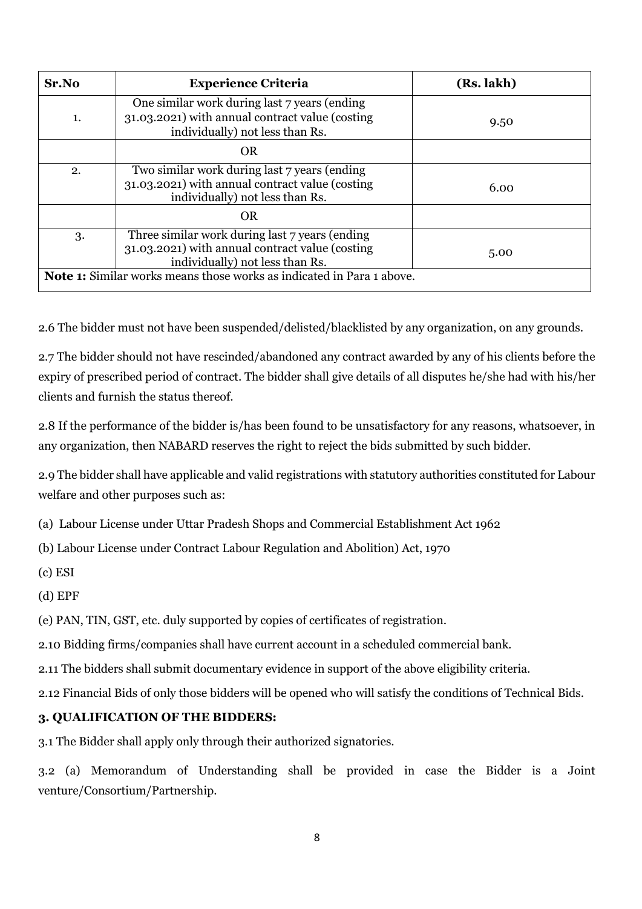| Sr.No | Experience Criteria | (Rs. lakh) |
|---|---|---|
| 1. | One similar work during last 7 years (ending 31.03.2021) with annual contract value (costing individually) not less than Rs. | 9.50 |
| | OR | |
| 2. | Two similar work during last 7 years (ending 31.03.2021) with annual contract value (costing individually) not less than Rs. | 6.00 |
| | OR | |
| 3. | Three similar work during last 7 years (ending 31.03.2021) with annual contract value (costing individually) not less than Rs. | 5.00 |
| **Note 1:** Similar works means those works as indicated in Para 1 above. | | |

2.6 The bidder must not have been suspended/delisted/blacklisted by any organization, on any grounds.

2.7 The bidder should not have rescinded/abandoned any contract awarded by any of his clients before the expiry of prescribed period of contract. The bidder shall give details of all disputes he/she had with his/her clients and furnish the status thereof.

2.8 If the performance of the bidder is/has been found to be unsatisfactory for any reasons, whatsoever, in any organization, then NABARD reserves the right to reject the bids submitted by such bidder.

2.9 The bidder shall have applicable and valid registrations with statutory authorities constituted for Labour welfare and other purposes such as:

(a) Labour License under Uttar Pradesh Shops and Commercial Establishment Act 1962

(b) Labour License under Contract Labour Regulation and Abolition) Act, 1970

(c) ESI

(d) EPF

(e) PAN, TIN, GST, etc. duly supported by copies of certificates of registration.

2.10 Bidding firms/companies shall have current account in a scheduled commercial bank.

2.11 The bidders shall submit documentary evidence in support of the above eligibility criteria.

2.12 Financial Bids of only those bidders will be opened who will satisfy the conditions of Technical Bids.

### 3. QUALIFICATION OF THE BIDDERS:

3.1 The Bidder shall apply only through their authorized signatories.

3.2 (a) Memorandum of Understanding shall be provided in case the Bidder is a Joint venture/Consortium/Partnership.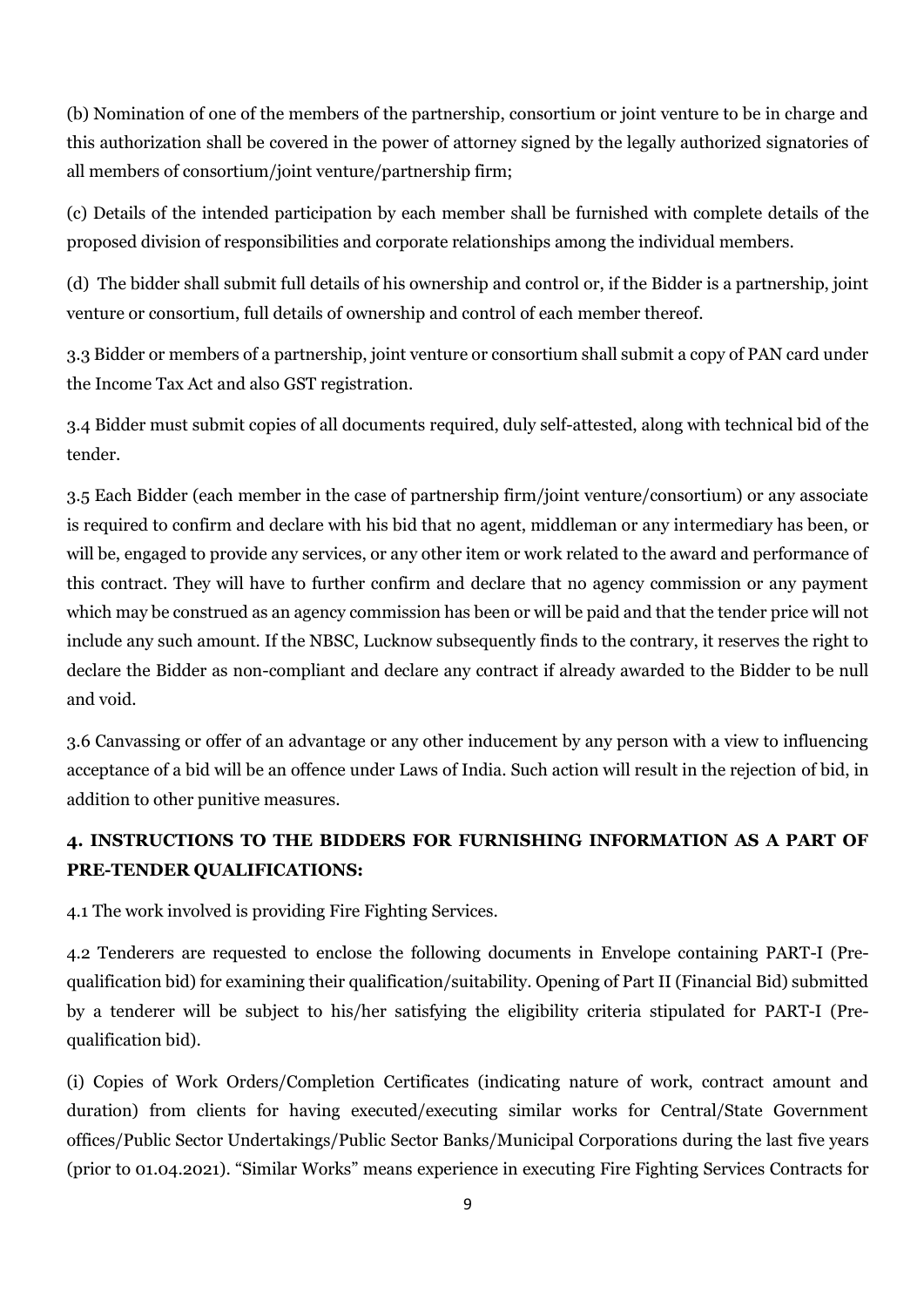(b) Nomination of one of the members of the partnership, consortium or joint venture to be in charge and this authorization shall be covered in the power of attorney signed by the legally authorized signatories of all members of consortium/joint venture/partnership firm;

(c) Details of the intended participation by each member shall be furnished with complete details of the proposed division of responsibilities and corporate relationships among the individual members.

(d) The bidder shall submit full details of his ownership and control or, if the Bidder is a partnership, joint venture or consortium, full details of ownership and control of each member thereof.

3.3 Bidder or members of a partnership, joint venture or consortium shall submit a copy of PAN card under the Income Tax Act and also GST registration.

3.4 Bidder must submit copies of all documents required, duly self-attested, along with technical bid of the tender.

3.5 Each Bidder (each member in the case of partnership firm/joint venture/consortium) or any associate is required to confirm and declare with his bid that no agent, middleman or any intermediary has been, or will be, engaged to provide any services, or any other item or work related to the award and performance of this contract. They will have to further confirm and declare that no agency commission or any payment which may be construed as an agency commission has been or will be paid and that the tender price will not include any such amount. If the NBSC, Lucknow subsequently finds to the contrary, it reserves the right to declare the Bidder as non-compliant and declare any contract if already awarded to the Bidder to be null and void.

3.6 Canvassing or offer of an advantage or any other inducement by any person with a view to influencing acceptance of a bid will be an offence under Laws of India. Such action will result in the rejection of bid, in addition to other punitive measures.

## 4. INSTRUCTIONS TO THE BIDDERS FOR FURNISHING INFORMATION AS A PART OF PRE-TENDER QUALIFICATIONS:

4.1 The work involved is providing Fire Fighting Services.

4.2 Tenderers are requested to enclose the following documents in Envelope containing PART-I (Pre-qualification bid) for examining their qualification/suitability. Opening of Part II (Financial Bid) submitted by a tenderer will be subject to his/her satisfying the eligibility criteria stipulated for PART-I (Pre-qualification bid).

(i) Copies of Work Orders/Completion Certificates (indicating nature of work, contract amount and duration) from clients for having executed/executing similar works for Central/State Government offices/Public Sector Undertakings/Public Sector Banks/Municipal Corporations during the last five years (prior to 01.04.2021). "Similar Works" means experience in executing Fire Fighting Services Contracts for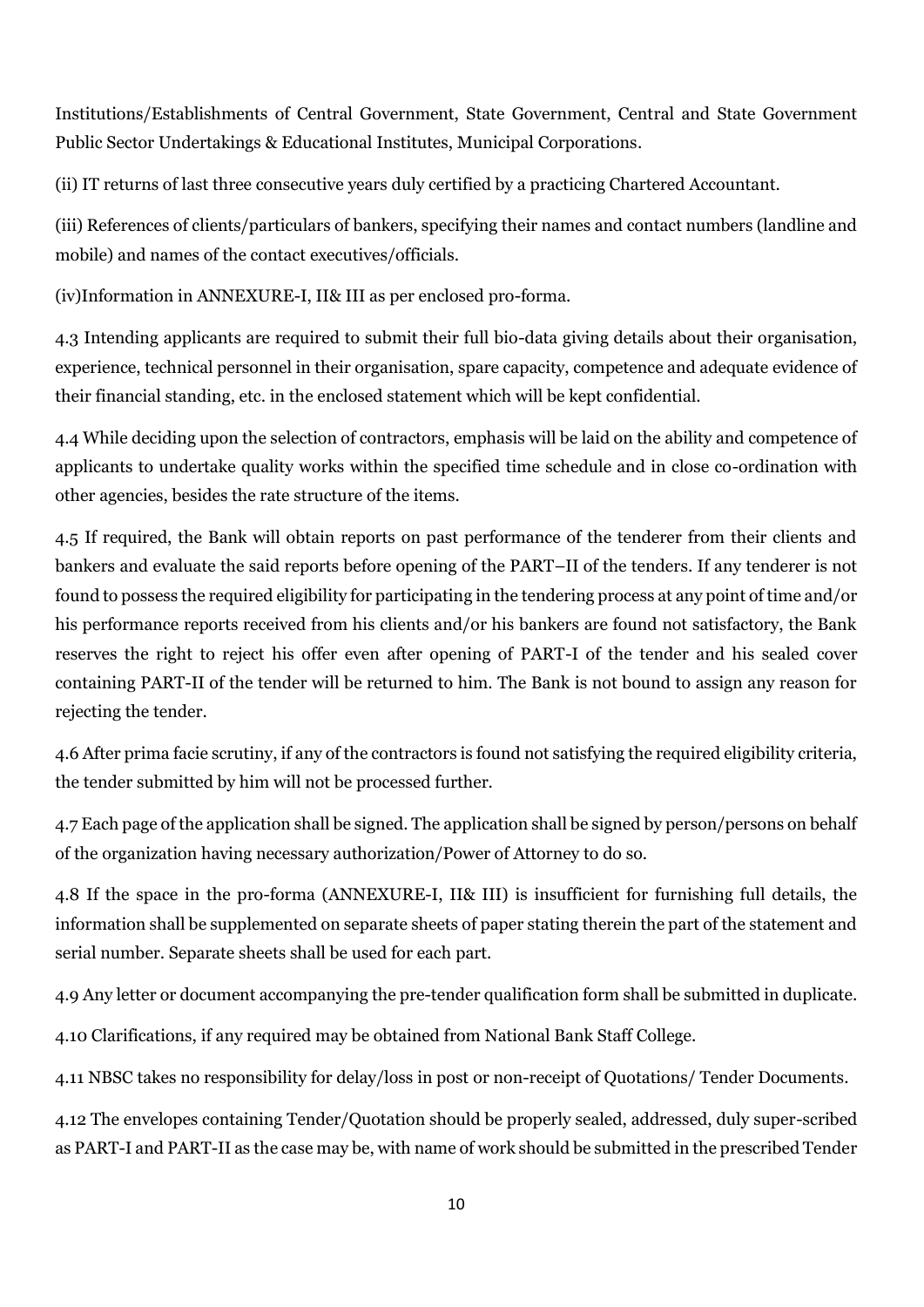Institutions/Establishments of Central Government, State Government, Central and State Government Public Sector Undertakings & Educational Institutes, Municipal Corporations.

(ii) IT returns of last three consecutive years duly certified by a practicing Chartered Accountant.

(iii) References of clients/particulars of bankers, specifying their names and contact numbers (landline and mobile) and names of the contact executives/officials.

(iv)Information in ANNEXURE-I, II& III as per enclosed pro-forma.

4.3 Intending applicants are required to submit their full bio-data giving details about their organisation, experience, technical personnel in their organisation, spare capacity, competence and adequate evidence of their financial standing, etc. in the enclosed statement which will be kept confidential.

4.4 While deciding upon the selection of contractors, emphasis will be laid on the ability and competence of applicants to undertake quality works within the specified time schedule and in close co-ordination with other agencies, besides the rate structure of the items.

4.5 If required, the Bank will obtain reports on past performance of the tenderer from their clients and bankers and evaluate the said reports before opening of the PART–II of the tenders. If any tenderer is not found to possess the required eligibility for participating in the tendering process at any point of time and/or his performance reports received from his clients and/or his bankers are found not satisfactory, the Bank reserves the right to reject his offer even after opening of PART-I of the tender and his sealed cover containing PART-II of the tender will be returned to him. The Bank is not bound to assign any reason for rejecting the tender.

4.6 After prima facie scrutiny, if any of the contractors is found not satisfying the required eligibility criteria, the tender submitted by him will not be processed further.

4.7 Each page of the application shall be signed. The application shall be signed by person/persons on behalf of the organization having necessary authorization/Power of Attorney to do so.

4.8 If the space in the pro-forma (ANNEXURE-I, II& III) is insufficient for furnishing full details, the information shall be supplemented on separate sheets of paper stating therein the part of the statement and serial number. Separate sheets shall be used for each part.

4.9 Any letter or document accompanying the pre-tender qualification form shall be submitted in duplicate.

4.10 Clarifications, if any required may be obtained from National Bank Staff College.

4.11 NBSC takes no responsibility for delay/loss in post or non-receipt of Quotations/ Tender Documents.

4.12 The envelopes containing Tender/Quotation should be properly sealed, addressed, duly super-scribed as PART-I and PART-II as the case may be, with name of work should be submitted in the prescribed Tender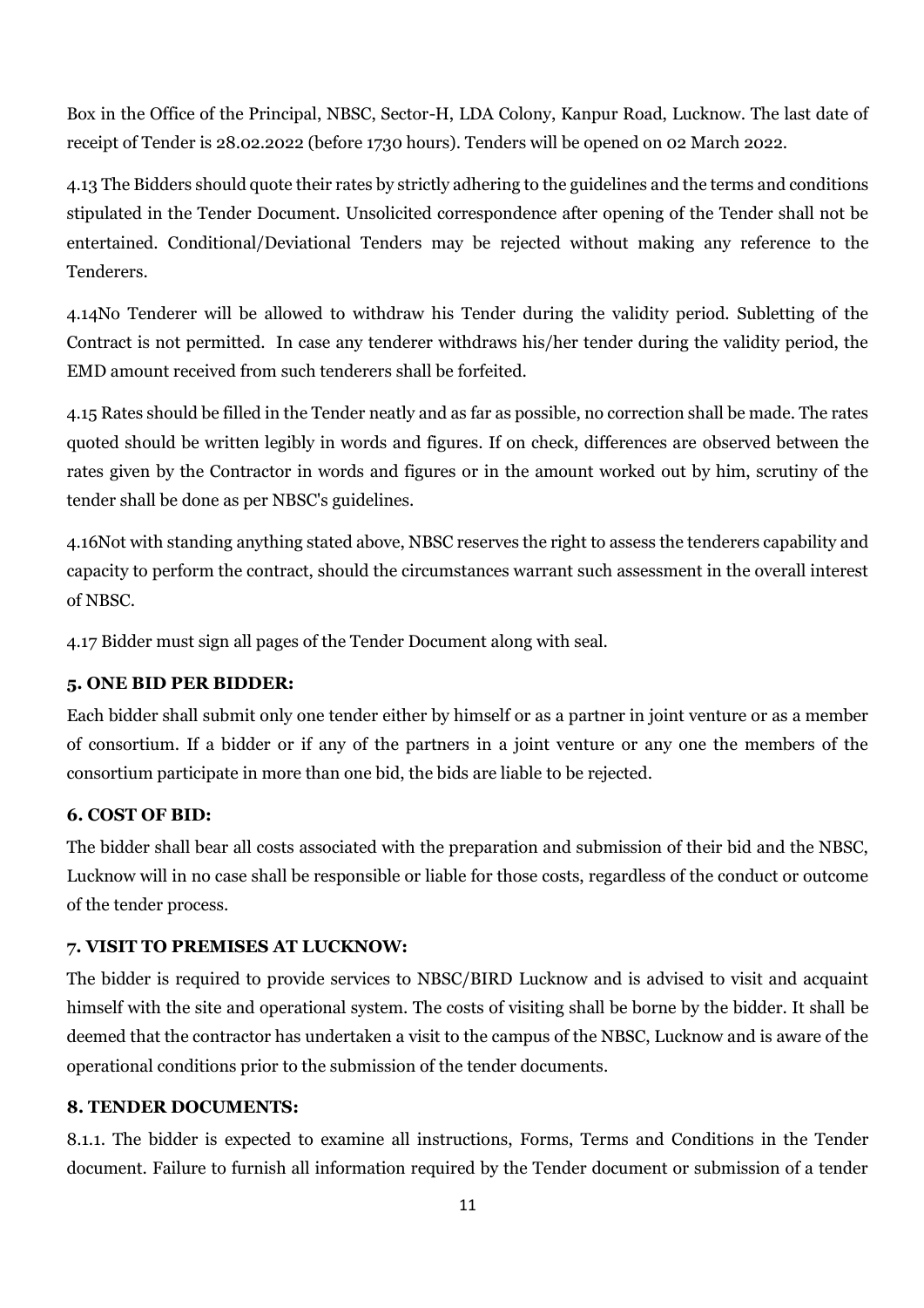Box in the Office of the Principal, NBSC, Sector-H, LDA Colony, Kanpur Road, Lucknow. The last date of receipt of Tender is 28.02.2022 (before 1730 hours). Tenders will be opened on 02 March 2022.

4.13 The Bidders should quote their rates by strictly adhering to the guidelines and the terms and conditions stipulated in the Tender Document. Unsolicited correspondence after opening of the Tender shall not be entertained. Conditional/Deviational Tenders may be rejected without making any reference to the Tenderers.

4.14No Tenderer will be allowed to withdraw his Tender during the validity period. Subletting of the Contract is not permitted. In case any tenderer withdraws his/her tender during the validity period, the EMD amount received from such tenderers shall be forfeited.

4.15 Rates should be filled in the Tender neatly and as far as possible, no correction shall be made. The rates quoted should be written legibly in words and figures. If on check, differences are observed between the rates given by the Contractor in words and figures or in the amount worked out by him, scrutiny of the tender shall be done as per NBSC's guidelines.

4.16Not with standing anything stated above, NBSC reserves the right to assess the tenderers capability and capacity to perform the contract, should the circumstances warrant such assessment in the overall interest of NBSC.

4.17 Bidder must sign all pages of the Tender Document along with seal.

**5. ONE BID PER BIDDER:**

Each bidder shall submit only one tender either by himself or as a partner in joint venture or as a member of consortium. If a bidder or if any of the partners in a joint venture or any one the members of the consortium participate in more than one bid, the bids are liable to be rejected.

**6. COST OF BID:**

The bidder shall bear all costs associated with the preparation and submission of their bid and the NBSC, Lucknow will in no case shall be responsible or liable for those costs, regardless of the conduct or outcome of the tender process.

**7. VISIT TO PREMISES AT LUCKNOW:**

The bidder is required to provide services to NBSC/BIRD Lucknow and is advised to visit and acquaint himself with the site and operational system. The costs of visiting shall be borne by the bidder. It shall be deemed that the contractor has undertaken a visit to the campus of the NBSC, Lucknow and is aware of the operational conditions prior to the submission of the tender documents.

**8. TENDER DOCUMENTS:**

8.1.1. The bidder is expected to examine all instructions, Forms, Terms and Conditions in the Tender document. Failure to furnish all information required by the Tender document or submission of a tender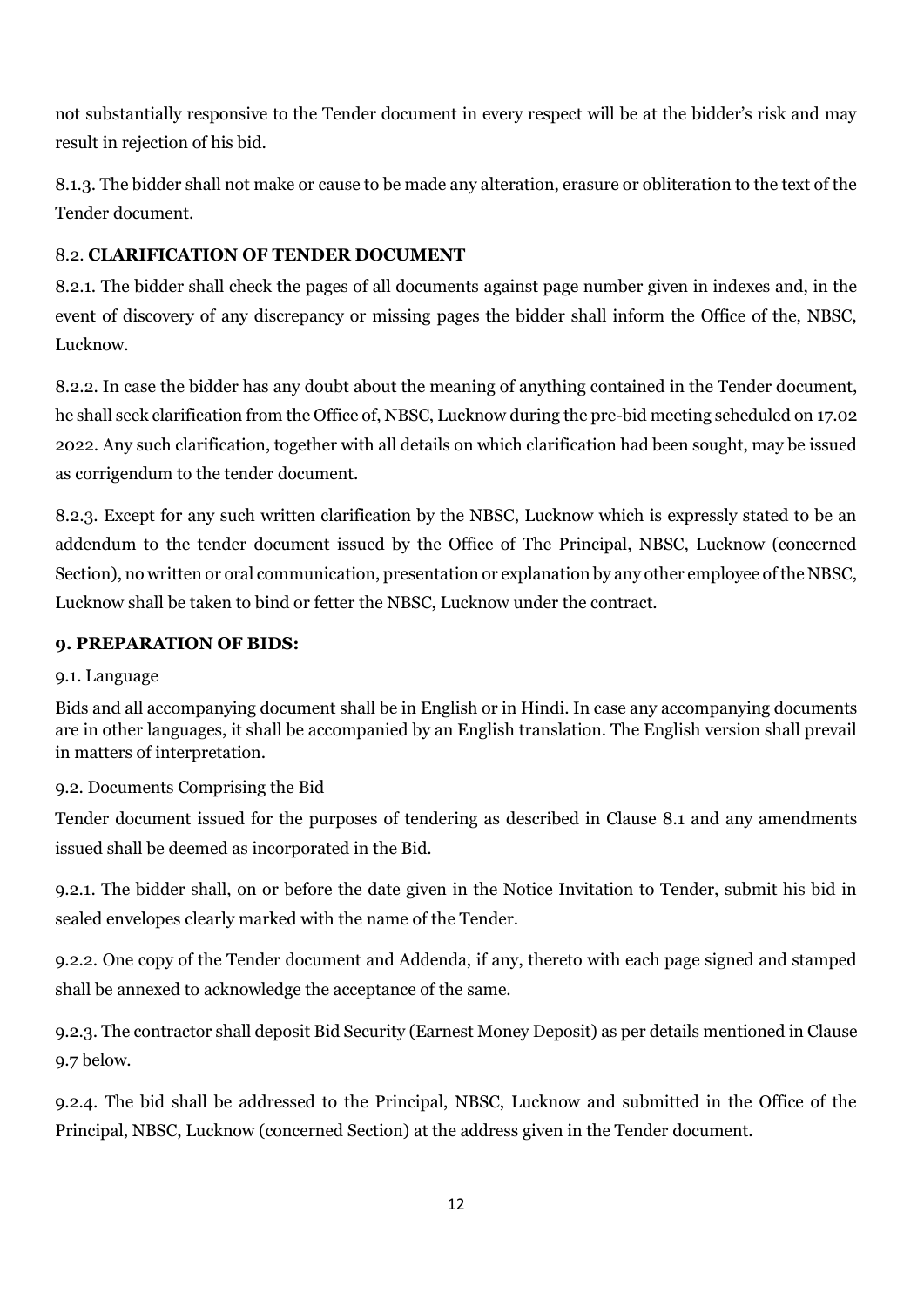not substantially responsive to the Tender document in every respect will be at the bidder's risk and may result in rejection of his bid.

8.1.3. The bidder shall not make or cause to be made any alteration, erasure or obliteration to the text of the Tender document.

8.2. **CLARIFICATION OF TENDER DOCUMENT**

8.2.1. The bidder shall check the pages of all documents against page number given in indexes and, in the event of discovery of any discrepancy or missing pages the bidder shall inform the Office of the, NBSC, Lucknow.

8.2.2. In case the bidder has any doubt about the meaning of anything contained in the Tender document, he shall seek clarification from the Office of, NBSC, Lucknow during the pre-bid meeting scheduled on 17.02 2022. Any such clarification, together with all details on which clarification had been sought, may be issued as corrigendum to the tender document.

8.2.3. Except for any such written clarification by the NBSC, Lucknow which is expressly stated to be an addendum to the tender document issued by the Office of The Principal, NBSC, Lucknow (concerned Section), no written or oral communication, presentation or explanation by any other employee of the NBSC, Lucknow shall be taken to bind or fetter the NBSC, Lucknow under the contract.

**9. PREPARATION OF BIDS:**

9.1. Language

Bids and all accompanying document shall be in English or in Hindi. In case any accompanying documents are in other languages, it shall be accompanied by an English translation. The English version shall prevail in matters of interpretation.

9.2. Documents Comprising the Bid

Tender document issued for the purposes of tendering as described in Clause 8.1 and any amendments issued shall be deemed as incorporated in the Bid.

9.2.1. The bidder shall, on or before the date given in the Notice Invitation to Tender, submit his bid in sealed envelopes clearly marked with the name of the Tender.

9.2.2. One copy of the Tender document and Addenda, if any, thereto with each page signed and stamped shall be annexed to acknowledge the acceptance of the same.

9.2.3. The contractor shall deposit Bid Security (Earnest Money Deposit) as per details mentioned in Clause 9.7 below.

9.2.4. The bid shall be addressed to the Principal, NBSC, Lucknow and submitted in the Office of the Principal, NBSC, Lucknow (concerned Section) at the address given in the Tender document.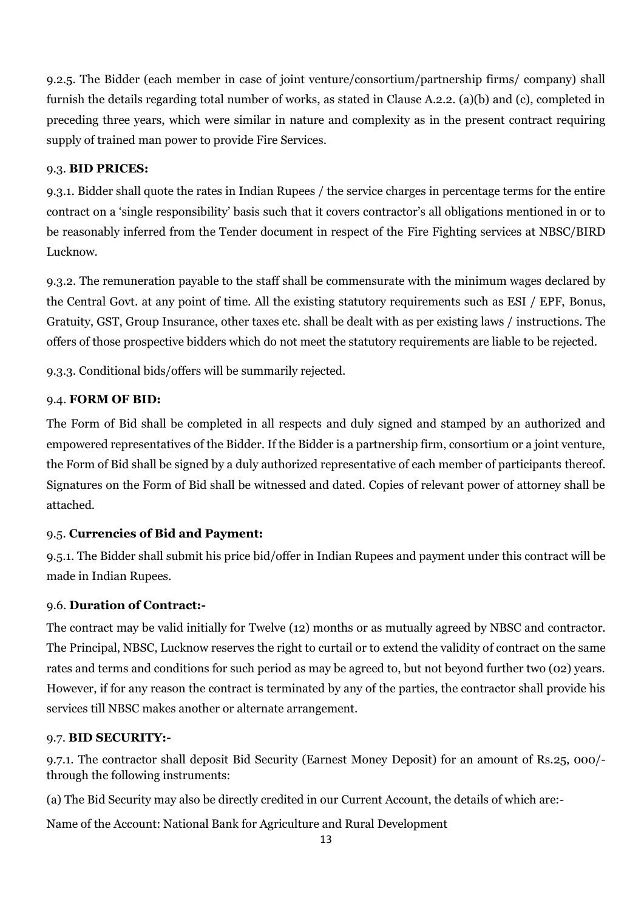9.2.5. The Bidder (each member in case of joint venture/consortium/partnership firms/ company) shall furnish the details regarding total number of works, as stated in Clause A.2.2. (a)(b) and (c), completed in preceding three years, which were similar in nature and complexity as in the present contract requiring supply of trained man power to provide Fire Services.

9.3. **BID PRICES:**

9.3.1. Bidder shall quote the rates in Indian Rupees / the service charges in percentage terms for the entire contract on a 'single responsibility' basis such that it covers contractor's all obligations mentioned in or to be reasonably inferred from the Tender document in respect of the Fire Fighting services at NBSC/BIRD Lucknow.

9.3.2. The remuneration payable to the staff shall be commensurate with the minimum wages declared by the Central Govt. at any point of time. All the existing statutory requirements such as ESI / EPF, Bonus, Gratuity, GST, Group Insurance, other taxes etc. shall be dealt with as per existing laws / instructions. The offers of those prospective bidders which do not meet the statutory requirements are liable to be rejected.

9.3.3. Conditional bids/offers will be summarily rejected.

9.4. **FORM OF BID:**

The Form of Bid shall be completed in all respects and duly signed and stamped by an authorized and empowered representatives of the Bidder. If the Bidder is a partnership firm, consortium or a joint venture, the Form of Bid shall be signed by a duly authorized representative of each member of participants thereof. Signatures on the Form of Bid shall be witnessed and dated. Copies of relevant power of attorney shall be attached.

9.5. **Currencies of Bid and Payment:**

9.5.1. The Bidder shall submit his price bid/offer in Indian Rupees and payment under this contract will be made in Indian Rupees.

9.6. **Duration of Contract:-**

The contract may be valid initially for Twelve (12) months or as mutually agreed by NBSC and contractor. The Principal, NBSC, Lucknow reserves the right to curtail or to extend the validity of contract on the same rates and terms and conditions for such period as may be agreed to, but not beyond further two (02) years. However, if for any reason the contract is terminated by any of the parties, the contractor shall provide his services till NBSC makes another or alternate arrangement.

9.7. **BID SECURITY:-**

9.7.1. The contractor shall deposit Bid Security (Earnest Money Deposit) for an amount of Rs.25, 000/- through the following instruments:

(a) The Bid Security may also be directly credited in our Current Account, the details of which are:-

Name of the Account: National Bank for Agriculture and Rural Development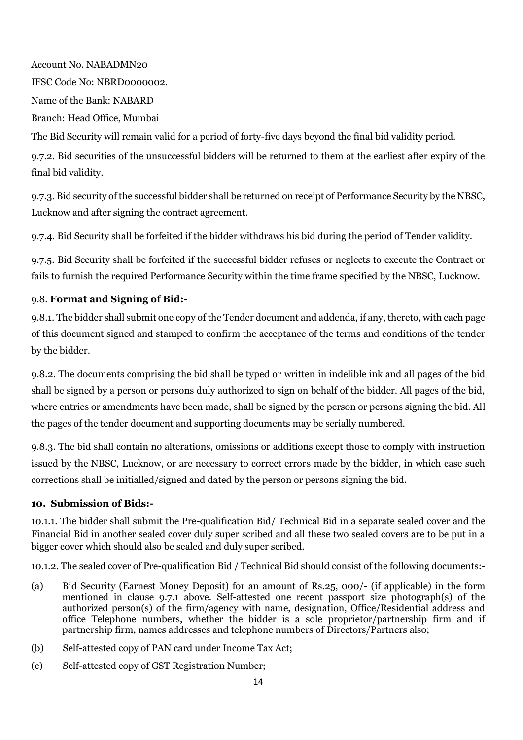Account No. NABADMN20

IFSC Code No: NBRD0000002.

Name of the Bank: NABARD

Branch: Head Office, Mumbai

The Bid Security will remain valid for a period of forty-five days beyond the final bid validity period.

9.7.2. Bid securities of the unsuccessful bidders will be returned to them at the earliest after expiry of the final bid validity.

9.7.3. Bid security of the successful bidder shall be returned on receipt of Performance Security by the NBSC, Lucknow and after signing the contract agreement.

9.7.4. Bid Security shall be forfeited if the bidder withdraws his bid during the period of Tender validity.

9.7.5. Bid Security shall be forfeited if the successful bidder refuses or neglects to execute the Contract or fails to furnish the required Performance Security within the time frame specified by the NBSC, Lucknow.

### 9.8. Format and Signing of Bid:-

9.8.1. The bidder shall submit one copy of the Tender document and addenda, if any, thereto, with each page of this document signed and stamped to confirm the acceptance of the terms and conditions of the tender by the bidder.

9.8.2. The documents comprising the bid shall be typed or written in indelible ink and all pages of the bid shall be signed by a person or persons duly authorized to sign on behalf of the bidder. All pages of the bid, where entries or amendments have been made, shall be signed by the person or persons signing the bid. All the pages of the tender document and supporting documents may be serially numbered.

9.8.3. The bid shall contain no alterations, omissions or additions except those to comply with instruction issued by the NBSC, Lucknow, or are necessary to correct errors made by the bidder, in which case such corrections shall be initialled/signed and dated by the person or persons signing the bid.

## 10. Submission of Bids:-

10.1.1. The bidder shall submit the Pre-qualification Bid/ Technical Bid in a separate sealed cover and the Financial Bid in another sealed cover duly super scribed and all these two sealed covers are to be put in a bigger cover which should also be sealed and duly super scribed.

10.1.2. The sealed cover of Pre-qualification Bid / Technical Bid should consist of the following documents:-

(a) Bid Security (Earnest Money Deposit) for an amount of Rs.25, 000/- (if applicable) in the form mentioned in clause 9.7.1 above. Self-attested one recent passport size photograph(s) of the authorized person(s) of the firm/agency with name, designation, Office/Residential address and office Telephone numbers, whether the bidder is a sole proprietor/partnership firm and if partnership firm, names addresses and telephone numbers of Directors/Partners also;

(b) Self-attested copy of PAN card under Income Tax Act;

(c) Self-attested copy of GST Registration Number;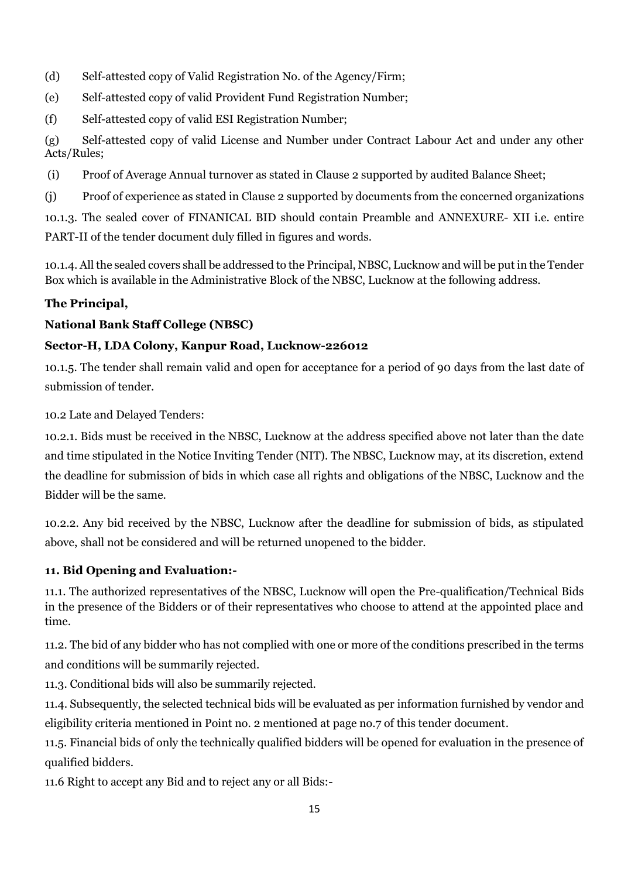(d) Self-attested copy of Valid Registration No. of the Agency/Firm;

(e) Self-attested copy of valid Provident Fund Registration Number;

(f) Self-attested copy of valid ESI Registration Number;

(g) Self-attested copy of valid License and Number under Contract Labour Act and under any other Acts/Rules;

(i) Proof of Average Annual turnover as stated in Clause 2 supported by audited Balance Sheet;

(j) Proof of experience as stated in Clause 2 supported by documents from the concerned organizations

10.1.3. The sealed cover of FINANICAL BID should contain Preamble and ANNEXURE- XII i.e. entire PART-II of the tender document duly filled in figures and words.

10.1.4. All the sealed covers shall be addressed to the Principal, NBSC, Lucknow and will be put in the Tender Box which is available in the Administrative Block of the NBSC, Lucknow at the following address.

**The Principal,**

**National Bank Staff College (NBSC)**

**Sector-H, LDA Colony, Kanpur Road, Lucknow-226012**

10.1.5. The tender shall remain valid and open for acceptance for a period of 90 days from the last date of submission of tender.

10.2 Late and Delayed Tenders:

10.2.1. Bids must be received in the NBSC, Lucknow at the address specified above not later than the date and time stipulated in the Notice Inviting Tender (NIT). The NBSC, Lucknow may, at its discretion, extend the deadline for submission of bids in which case all rights and obligations of the NBSC, Lucknow and the Bidder will be the same.

10.2.2. Any bid received by the NBSC, Lucknow after the deadline for submission of bids, as stipulated above, shall not be considered and will be returned unopened to the bidder.

**11. Bid Opening and Evaluation:-**

11.1. The authorized representatives of the NBSC, Lucknow will open the Pre-qualification/Technical Bids in the presence of the Bidders or of their representatives who choose to attend at the appointed place and time.

11.2. The bid of any bidder who has not complied with one or more of the conditions prescribed in the terms and conditions will be summarily rejected.

11.3. Conditional bids will also be summarily rejected.

11.4. Subsequently, the selected technical bids will be evaluated as per information furnished by vendor and eligibility criteria mentioned in Point no. 2 mentioned at page no.7 of this tender document.

11.5. Financial bids of only the technically qualified bidders will be opened for evaluation in the presence of qualified bidders.

11.6 Right to accept any Bid and to reject any or all Bids:-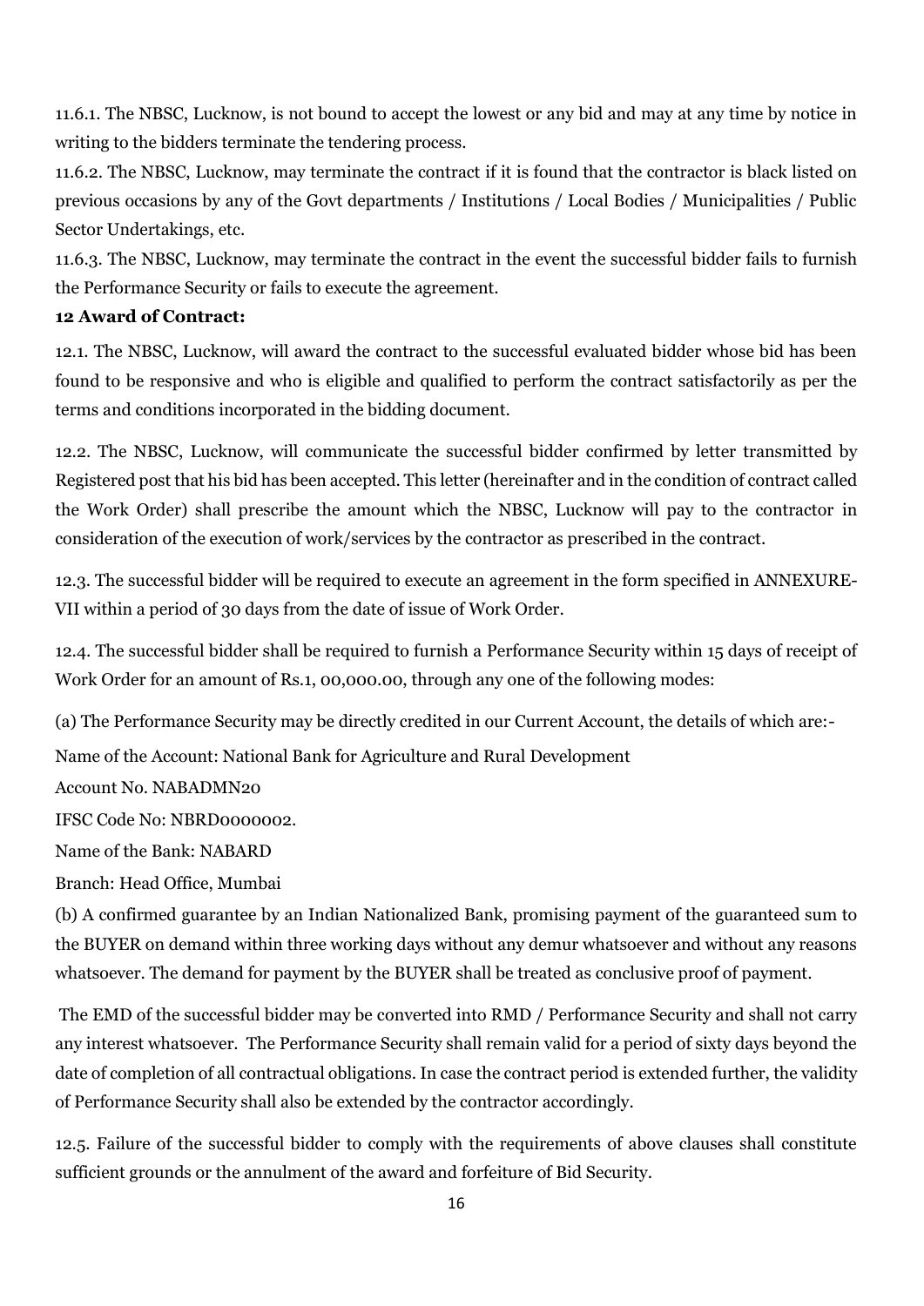11.6.1. The NBSC, Lucknow, is not bound to accept the lowest or any bid and may at any time by notice in writing to the bidders terminate the tendering process.

11.6.2. The NBSC, Lucknow, may terminate the contract if it is found that the contractor is black listed on previous occasions by any of the Govt departments / Institutions / Local Bodies / Municipalities / Public Sector Undertakings, etc.

11.6.3. The NBSC, Lucknow, may terminate the contract in the event the successful bidder fails to furnish the Performance Security or fails to execute the agreement.

**12 Award of Contract:**

12.1. The NBSC, Lucknow, will award the contract to the successful evaluated bidder whose bid has been found to be responsive and who is eligible and qualified to perform the contract satisfactorily as per the terms and conditions incorporated in the bidding document.

12.2. The NBSC, Lucknow, will communicate the successful bidder confirmed by letter transmitted by Registered post that his bid has been accepted. This letter (hereinafter and in the condition of contract called the Work Order) shall prescribe the amount which the NBSC, Lucknow will pay to the contractor in consideration of the execution of work/services by the contractor as prescribed in the contract.

12.3. The successful bidder will be required to execute an agreement in the form specified in ANNEXURE-VII within a period of 30 days from the date of issue of Work Order.

12.4. The successful bidder shall be required to furnish a Performance Security within 15 days of receipt of Work Order for an amount of Rs.1, 00,000.00, through any one of the following modes:

(a) The Performance Security may be directly credited in our Current Account, the details of which are:-

Name of the Account: National Bank for Agriculture and Rural Development

Account No. NABADMN20

IFSC Code No: NBRD0000002.

Name of the Bank: NABARD

Branch: Head Office, Mumbai

(b) A confirmed guarantee by an Indian Nationalized Bank, promising payment of the guaranteed sum to the BUYER on demand within three working days without any demur whatsoever and without any reasons whatsoever. The demand for payment by the BUYER shall be treated as conclusive proof of payment.

The EMD of the successful bidder may be converted into RMD / Performance Security and shall not carry any interest whatsoever. The Performance Security shall remain valid for a period of sixty days beyond the date of completion of all contractual obligations. In case the contract period is extended further, the validity of Performance Security shall also be extended by the contractor accordingly.

12.5. Failure of the successful bidder to comply with the requirements of above clauses shall constitute sufficient grounds or the annulment of the award and forfeiture of Bid Security.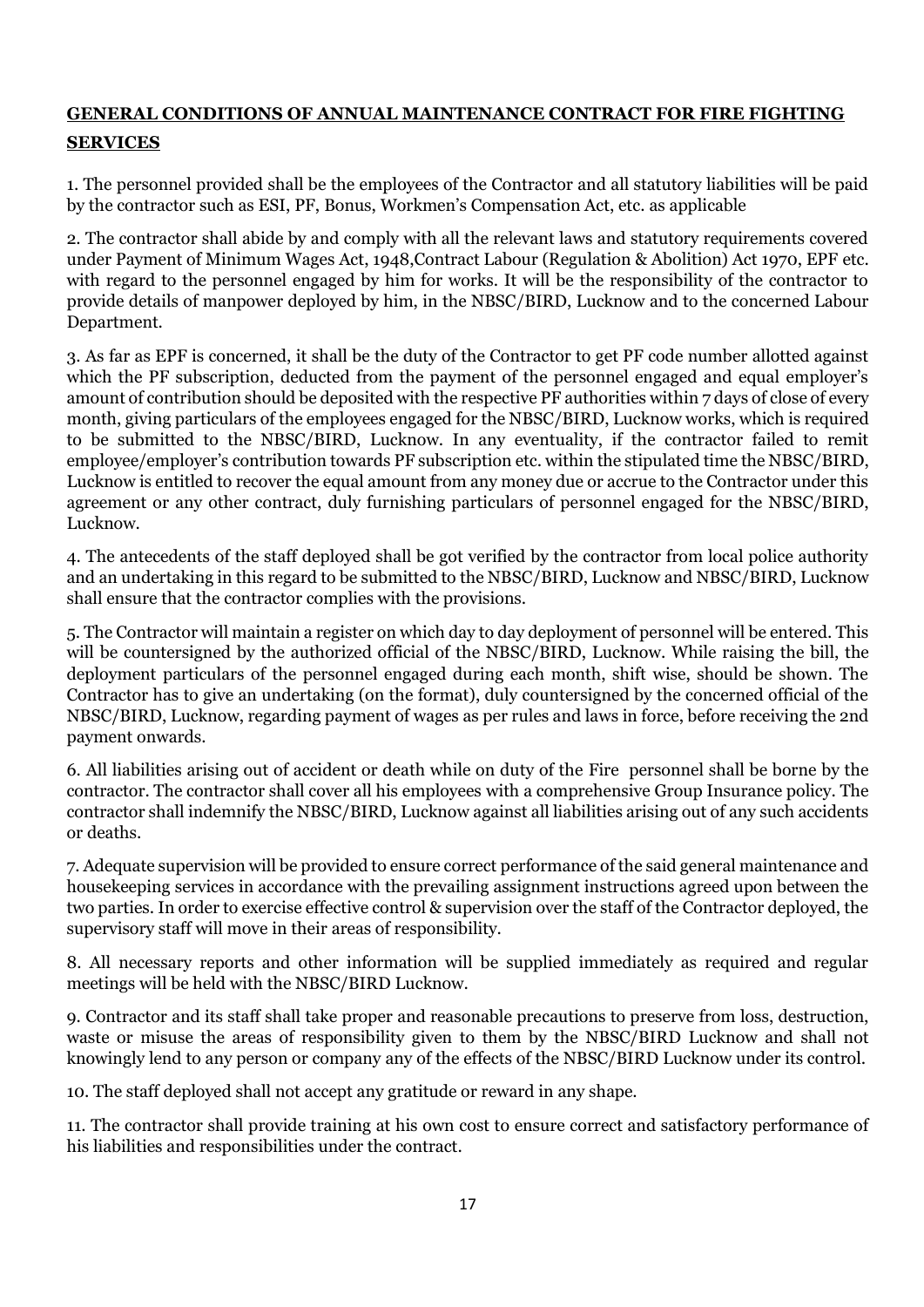## GENERAL CONDITIONS OF ANNUAL MAINTENANCE CONTRACT FOR FIRE FIGHTING SERVICES

1. The personnel provided shall be the employees of the Contractor and all statutory liabilities will be paid by the contractor such as ESI, PF, Bonus, Workmen's Compensation Act, etc. as applicable

2. The contractor shall abide by and comply with all the relevant laws and statutory requirements covered under Payment of Minimum Wages Act, 1948,Contract Labour (Regulation & Abolition) Act 1970, EPF etc. with regard to the personnel engaged by him for works. It will be the responsibility of the contractor to provide details of manpower deployed by him, in the NBSC/BIRD, Lucknow and to the concerned Labour Department.

3. As far as EPF is concerned, it shall be the duty of the Contractor to get PF code number allotted against which the PF subscription, deducted from the payment of the personnel engaged and equal employer's amount of contribution should be deposited with the respective PF authorities within 7 days of close of every month, giving particulars of the employees engaged for the NBSC/BIRD, Lucknow works, which is required to be submitted to the NBSC/BIRD, Lucknow. In any eventuality, if the contractor failed to remit employee/employer's contribution towards PF subscription etc. within the stipulated time the NBSC/BIRD, Lucknow is entitled to recover the equal amount from any money due or accrue to the Contractor under this agreement or any other contract, duly furnishing particulars of personnel engaged for the NBSC/BIRD, Lucknow.

4. The antecedents of the staff deployed shall be got verified by the contractor from local police authority and an undertaking in this regard to be submitted to the NBSC/BIRD, Lucknow and NBSC/BIRD, Lucknow shall ensure that the contractor complies with the provisions.

5. The Contractor will maintain a register on which day to day deployment of personnel will be entered. This will be countersigned by the authorized official of the NBSC/BIRD, Lucknow. While raising the bill, the deployment particulars of the personnel engaged during each month, shift wise, should be shown. The Contractor has to give an undertaking (on the format), duly countersigned by the concerned official of the NBSC/BIRD, Lucknow, regarding payment of wages as per rules and laws in force, before receiving the 2nd payment onwards.

6. All liabilities arising out of accident or death while on duty of the Fire personnel shall be borne by the contractor. The contractor shall cover all his employees with a comprehensive Group Insurance policy. The contractor shall indemnify the NBSC/BIRD, Lucknow against all liabilities arising out of any such accidents or deaths.

7. Adequate supervision will be provided to ensure correct performance of the said general maintenance and housekeeping services in accordance with the prevailing assignment instructions agreed upon between the two parties. In order to exercise effective control & supervision over the staff of the Contractor deployed, the supervisory staff will move in their areas of responsibility.

8. All necessary reports and other information will be supplied immediately as required and regular meetings will be held with the NBSC/BIRD Lucknow.

9. Contractor and its staff shall take proper and reasonable precautions to preserve from loss, destruction, waste or misuse the areas of responsibility given to them by the NBSC/BIRD Lucknow and shall not knowingly lend to any person or company any of the effects of the NBSC/BIRD Lucknow under its control.

10. The staff deployed shall not accept any gratitude or reward in any shape.

11. The contractor shall provide training at his own cost to ensure correct and satisfactory performance of his liabilities and responsibilities under the contract.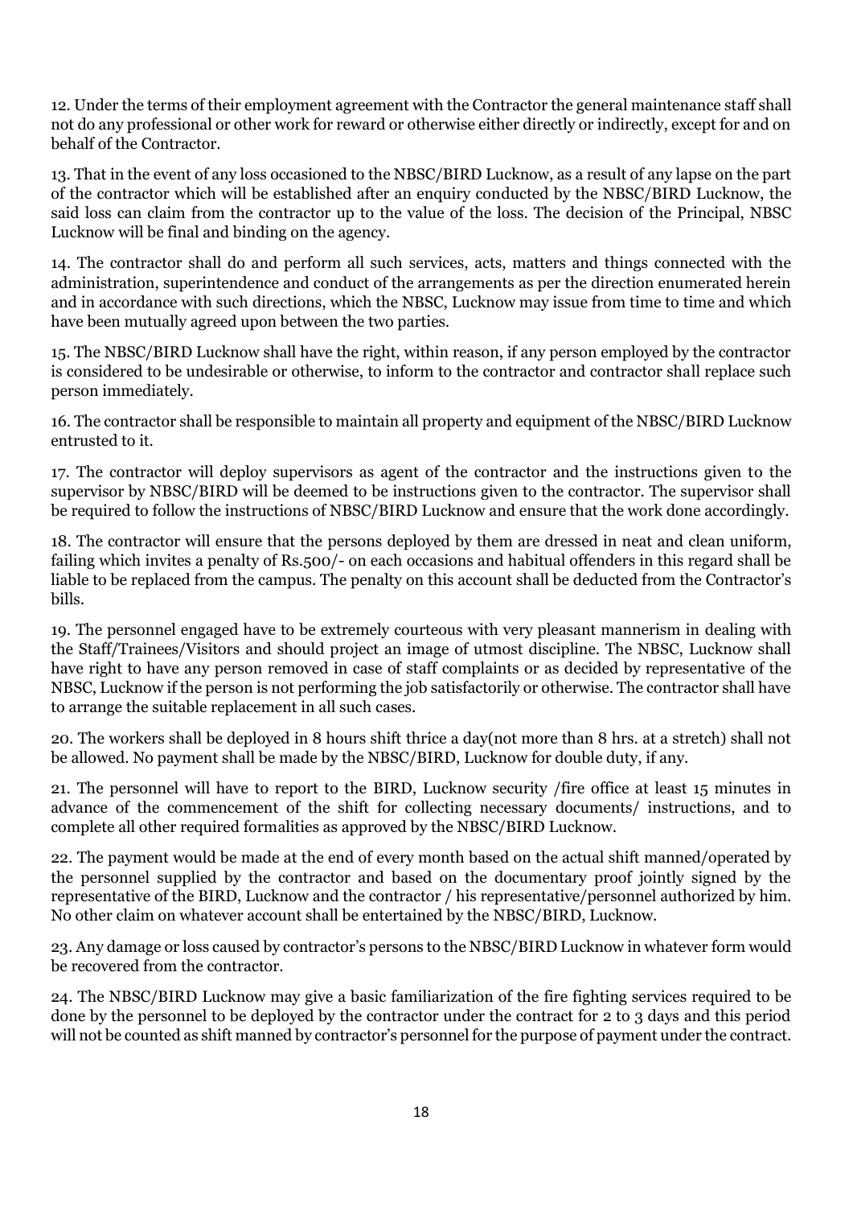12. Under the terms of their employment agreement with the Contractor the general maintenance staff shall not do any professional or other work for reward or otherwise either directly or indirectly, except for and on behalf of the Contractor.

13. That in the event of any loss occasioned to the NBSC/BIRD Lucknow, as a result of any lapse on the part of the contractor which will be established after an enquiry conducted by the NBSC/BIRD Lucknow, the said loss can claim from the contractor up to the value of the loss. The decision of the Principal, NBSC Lucknow will be final and binding on the agency.

14. The contractor shall do and perform all such services, acts, matters and things connected with the administration, superintendence and conduct of the arrangements as per the direction enumerated herein and in accordance with such directions, which the NBSC, Lucknow may issue from time to time and which have been mutually agreed upon between the two parties.

15. The NBSC/BIRD Lucknow shall have the right, within reason, if any person employed by the contractor is considered to be undesirable or otherwise, to inform to the contractor and contractor shall replace such person immediately.

16. The contractor shall be responsible to maintain all property and equipment of the NBSC/BIRD Lucknow entrusted to it.

17. The contractor will deploy supervisors as agent of the contractor and the instructions given to the supervisor by NBSC/BIRD will be deemed to be instructions given to the contractor. The supervisor shall be required to follow the instructions of NBSC/BIRD Lucknow and ensure that the work done accordingly.

18. The contractor will ensure that the persons deployed by them are dressed in neat and clean uniform, failing which invites a penalty of Rs.500/- on each occasions and habitual offenders in this regard shall be liable to be replaced from the campus. The penalty on this account shall be deducted from the Contractor's bills.

19. The personnel engaged have to be extremely courteous with very pleasant mannerism in dealing with the Staff/Trainees/Visitors and should project an image of utmost discipline. The NBSC, Lucknow shall have right to have any person removed in case of staff complaints or as decided by representative of the NBSC, Lucknow if the person is not performing the job satisfactorily or otherwise. The contractor shall have to arrange the suitable replacement in all such cases.

20. The workers shall be deployed in 8 hours shift thrice a day(not more than 8 hrs. at a stretch) shall not be allowed. No payment shall be made by the NBSC/BIRD, Lucknow for double duty, if any.

21. The personnel will have to report to the BIRD, Lucknow security /fire office at least 15 minutes in advance of the commencement of the shift for collecting necessary documents/ instructions, and to complete all other required formalities as approved by the NBSC/BIRD Lucknow.

22. The payment would be made at the end of every month based on the actual shift manned/operated by the personnel supplied by the contractor and based on the documentary proof jointly signed by the representative of the BIRD, Lucknow and the contractor / his representative/personnel authorized by him. No other claim on whatever account shall be entertained by the NBSC/BIRD, Lucknow.

23. Any damage or loss caused by contractor's persons to the NBSC/BIRD Lucknow in whatever form would be recovered from the contractor.

24. The NBSC/BIRD Lucknow may give a basic familiarization of the fire fighting services required to be done by the personnel to be deployed by the contractor under the contract for 2 to 3 days and this period will not be counted as shift manned by contractor's personnel for the purpose of payment under the contract.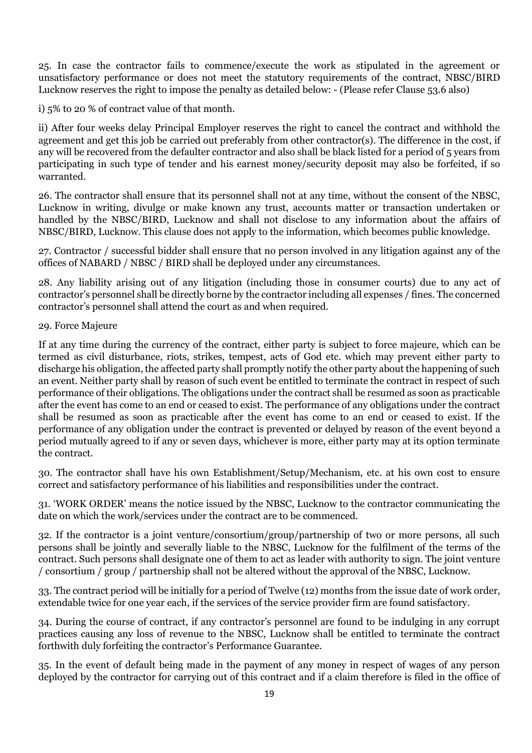25. In case the contractor fails to commence/execute the work as stipulated in the agreement or unsatisfactory performance or does not meet the statutory requirements of the contract, NBSC/BIRD Lucknow reserves the right to impose the penalty as detailed below: - (Please refer Clause 53.6 also)

i) 5% to 20 % of contract value of that month.

ii) After four weeks delay Principal Employer reserves the right to cancel the contract and withhold the agreement and get this job be carried out preferably from other contractor(s). The difference in the cost, if any will be recovered from the defaulter contractor and also shall be black listed for a period of 5 years from participating in such type of tender and his earnest money/security deposit may also be forfeited, if so warranted.

26. The contractor shall ensure that its personnel shall not at any time, without the consent of the NBSC, Lucknow in writing, divulge or make known any trust, accounts matter or transaction undertaken or handled by the NBSC/BIRD, Lucknow and shall not disclose to any information about the affairs of NBSC/BIRD, Lucknow. This clause does not apply to the information, which becomes public knowledge.

27. Contractor / successful bidder shall ensure that no person involved in any litigation against any of the offices of NABARD / NBSC / BIRD shall be deployed under any circumstances.

28. Any liability arising out of any litigation (including those in consumer courts) due to any act of contractor's personnel shall be directly borne by the contractor including all expenses / fines. The concerned contractor's personnel shall attend the court as and when required.

29. Force Majeure

If at any time during the currency of the contract, either party is subject to force majeure, which can be termed as civil disturbance, riots, strikes, tempest, acts of God etc. which may prevent either party to discharge his obligation, the affected party shall promptly notify the other party about the happening of such an event. Neither party shall by reason of such event be entitled to terminate the contract in respect of such performance of their obligations. The obligations under the contract shall be resumed as soon as practicable after the event has come to an end or ceased to exist. The performance of any obligations under the contract shall be resumed as soon as practicable after the event has come to an end or ceased to exist. If the performance of any obligation under the contract is prevented or delayed by reason of the event beyond a period mutually agreed to if any or seven days, whichever is more, either party may at its option terminate the contract.

30. The contractor shall have his own Establishment/Setup/Mechanism, etc. at his own cost to ensure correct and satisfactory performance of his liabilities and responsibilities under the contract.

31. 'WORK ORDER' means the notice issued by the NBSC, Lucknow to the contractor communicating the date on which the work/services under the contract are to be commenced.

32. If the contractor is a joint venture/consortium/group/partnership of two or more persons, all such persons shall be jointly and severally liable to the NBSC, Lucknow for the fulfilment of the terms of the contract. Such persons shall designate one of them to act as leader with authority to sign. The joint venture / consortium / group / partnership shall not be altered without the approval of the NBSC, Lucknow.

33. The contract period will be initially for a period of Twelve (12) months from the issue date of work order, extendable twice for one year each, if the services of the service provider firm are found satisfactory.

34. During the course of contract, if any contractor's personnel are found to be indulging in any corrupt practices causing any loss of revenue to the NBSC, Lucknow shall be entitled to terminate the contract forthwith duly forfeiting the contractor's Performance Guarantee.

35. In the event of default being made in the payment of any money in respect of wages of any person deployed by the contractor for carrying out of this contract and if a claim therefore is filed in the office of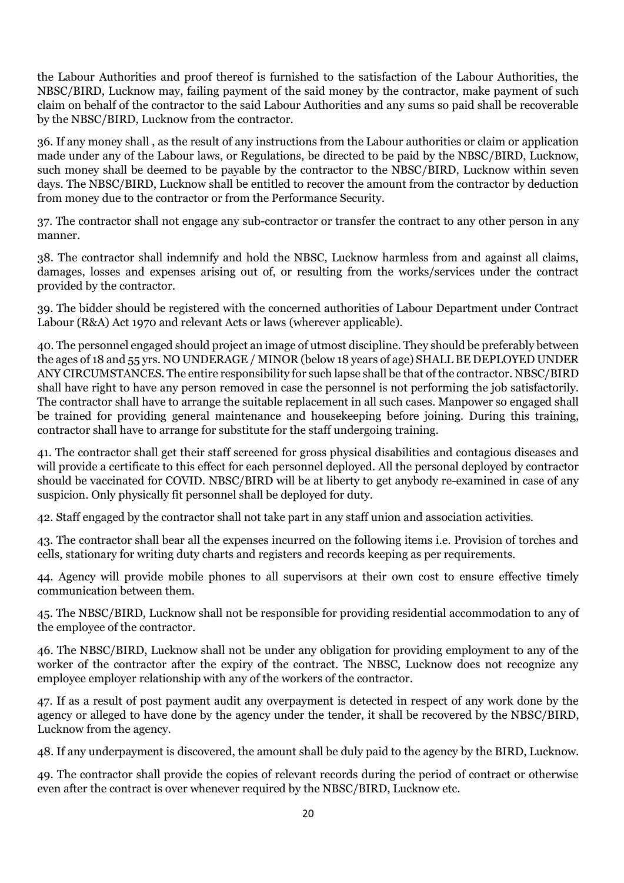the Labour Authorities and proof thereof is furnished to the satisfaction of the Labour Authorities, the NBSC/BIRD, Lucknow may, failing payment of the said money by the contractor, make payment of such claim on behalf of the contractor to the said Labour Authorities and any sums so paid shall be recoverable by the NBSC/BIRD, Lucknow from the contractor.

36. If any money shall , as the result of any instructions from the Labour authorities or claim or application made under any of the Labour laws, or Regulations, be directed to be paid by the NBSC/BIRD, Lucknow, such money shall be deemed to be payable by the contractor to the NBSC/BIRD, Lucknow within seven days. The NBSC/BIRD, Lucknow shall be entitled to recover the amount from the contractor by deduction from money due to the contractor or from the Performance Security.

37. The contractor shall not engage any sub-contractor or transfer the contract to any other person in any manner.

38. The contractor shall indemnify and hold the NBSC, Lucknow harmless from and against all claims, damages, losses and expenses arising out of, or resulting from the works/services under the contract provided by the contractor.

39. The bidder should be registered with the concerned authorities of Labour Department under Contract Labour (R&A) Act 1970 and relevant Acts or laws (wherever applicable).

40. The personnel engaged should project an image of utmost discipline. They should be preferably between the ages of 18 and 55 yrs. NO UNDERAGE / MINOR (below 18 years of age) SHALL BE DEPLOYED UNDER ANY CIRCUMSTANCES. The entire responsibility for such lapse shall be that of the contractor. NBSC/BIRD shall have right to have any person removed in case the personnel is not performing the job satisfactorily. The contractor shall have to arrange the suitable replacement in all such cases. Manpower so engaged shall be trained for providing general maintenance and housekeeping before joining. During this training, contractor shall have to arrange for substitute for the staff undergoing training.

41. The contractor shall get their staff screened for gross physical disabilities and contagious diseases and will provide a certificate to this effect for each personnel deployed. All the personal deployed by contractor should be vaccinated for COVID. NBSC/BIRD will be at liberty to get anybody re-examined in case of any suspicion. Only physically fit personnel shall be deployed for duty.

42. Staff engaged by the contractor shall not take part in any staff union and association activities.

43. The contractor shall bear all the expenses incurred on the following items i.e. Provision of torches and cells, stationary for writing duty charts and registers and records keeping as per requirements.

44. Agency will provide mobile phones to all supervisors at their own cost to ensure effective timely communication between them.

45. The NBSC/BIRD, Lucknow shall not be responsible for providing residential accommodation to any of the employee of the contractor.

46. The NBSC/BIRD, Lucknow shall not be under any obligation for providing employment to any of the worker of the contractor after the expiry of the contract. The NBSC, Lucknow does not recognize any employee employer relationship with any of the workers of the contractor.

47. If as a result of post payment audit any overpayment is detected in respect of any work done by the agency or alleged to have done by the agency under the tender, it shall be recovered by the NBSC/BIRD, Lucknow from the agency.

48. If any underpayment is discovered, the amount shall be duly paid to the agency by the BIRD, Lucknow.

49. The contractor shall provide the copies of relevant records during the period of contract or otherwise even after the contract is over whenever required by the NBSC/BIRD, Lucknow etc.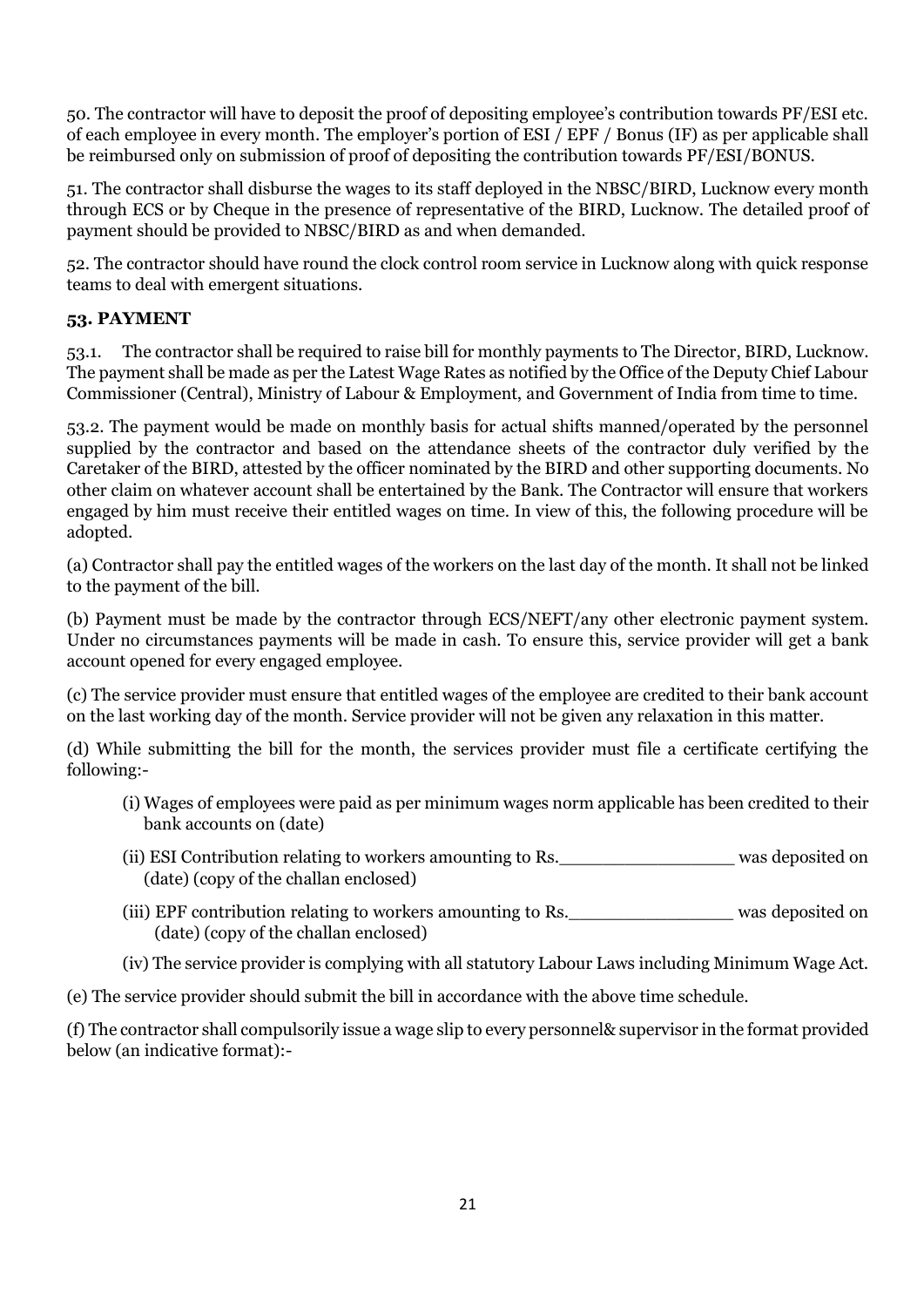50. The contractor will have to deposit the proof of depositing employee's contribution towards PF/ESI etc. of each employee in every month. The employer's portion of ESI / EPF / Bonus (IF) as per applicable shall be reimbursed only on submission of proof of depositing the contribution towards PF/ESI/BONUS.

51. The contractor shall disburse the wages to its staff deployed in the NBSC/BIRD, Lucknow every month through ECS or by Cheque in the presence of representative of the BIRD, Lucknow. The detailed proof of payment should be provided to NBSC/BIRD as and when demanded.

52. The contractor should have round the clock control room service in Lucknow along with quick response teams to deal with emergent situations.

**53. PAYMENT**

53.1. The contractor shall be required to raise bill for monthly payments to The Director, BIRD, Lucknow. The payment shall be made as per the Latest Wage Rates as notified by the Office of the Deputy Chief Labour Commissioner (Central), Ministry of Labour & Employment, and Government of India from time to time.

53.2. The payment would be made on monthly basis for actual shifts manned/operated by the personnel supplied by the contractor and based on the attendance sheets of the contractor duly verified by the Caretaker of the BIRD, attested by the officer nominated by the BIRD and other supporting documents. No other claim on whatever account shall be entertained by the Bank. The Contractor will ensure that workers engaged by him must receive their entitled wages on time. In view of this, the following procedure will be adopted.

(a) Contractor shall pay the entitled wages of the workers on the last day of the month. It shall not be linked to the payment of the bill.

(b) Payment must be made by the contractor through ECS/NEFT/any other electronic payment system. Under no circumstances payments will be made in cash. To ensure this, service provider will get a bank account opened for every engaged employee.

(c) The service provider must ensure that entitled wages of the employee are credited to their bank account on the last working day of the month. Service provider will not be given any relaxation in this matter.

(d) While submitting the bill for the month, the services provider must file a certificate certifying the following:-

- (i) Wages of employees were paid as per minimum wages norm applicable has been credited to their bank accounts on (date)
- (ii) ESI Contribution relating to workers amounting to Rs.________________ was deposited on (date) (copy of the challan enclosed)
- (iii) EPF contribution relating to workers amounting to Rs.________________ was deposited on (date) (copy of the challan enclosed)
- (iv) The service provider is complying with all statutory Labour Laws including Minimum Wage Act.

(e) The service provider should submit the bill in accordance with the above time schedule.

(f) The contractor shall compulsorily issue a wage slip to every personnel& supervisor in the format provided below (an indicative format):-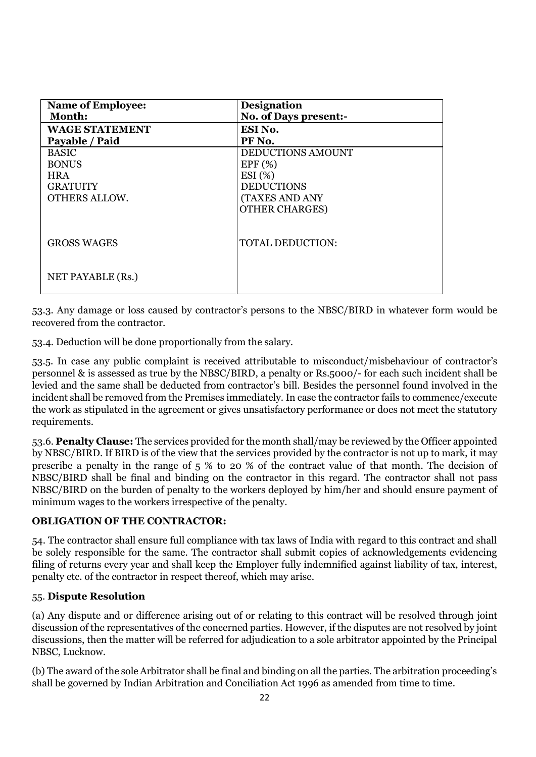| **Name of Employee:** <br> **Month:** | **Designation** <br> **No. of Days present:-** |
|---|---|
| **WAGE STATEMENT** <br> **Payable / Paid** | **ESI No.** <br> **PF No.** |
| BASIC <br> BONUS <br> HRA <br> GRATUITY <br> OTHERS ALLOW. <br><br><br> GROSS WAGES <br><br> NET PAYABLE (Rs.) | DEDUCTIONS AMOUNT <br> EPF (%) <br> ESI (%) <br> DEDUCTIONS <br> (TAXES AND ANY <br> OTHER CHARGES) <br><br> TOTAL DEDUCTION: |

53.3. Any damage or loss caused by contractor's persons to the NBSC/BIRD in whatever form would be recovered from the contractor.

53.4. Deduction will be done proportionally from the salary.

53.5. In case any public complaint is received attributable to misconduct/misbehaviour of contractor's personnel & is assessed as true by the NBSC/BIRD, a penalty or Rs.5000/- for each such incident shall be levied and the same shall be deducted from contractor's bill. Besides the personnel found involved in the incident shall be removed from the Premises immediately. In case the contractor fails to commence/execute the work as stipulated in the agreement or gives unsatisfactory performance or does not meet the statutory requirements.

53.6. **Penalty Clause:** The services provided for the month shall/may be reviewed by the Officer appointed by NBSC/BIRD. If BIRD is of the view that the services provided by the contractor is not up to mark, it may prescribe a penalty in the range of 5 % to 20 % of the contract value of that month. The decision of NBSC/BIRD shall be final and binding on the contractor in this regard. The contractor shall not pass NBSC/BIRD on the burden of penalty to the workers deployed by him/her and should ensure payment of minimum wages to the workers irrespective of the penalty.

**OBLIGATION OF THE CONTRACTOR:**

54. The contractor shall ensure full compliance with tax laws of India with regard to this contract and shall be solely responsible for the same. The contractor shall submit copies of acknowledgements evidencing filing of returns every year and shall keep the Employer fully indemnified against liability of tax, interest, penalty etc. of the contractor in respect thereof, which may arise.

55. **Dispute Resolution**

(a) Any dispute and or difference arising out of or relating to this contract will be resolved through joint discussion of the representatives of the concerned parties. However, if the disputes are not resolved by joint discussions, then the matter will be referred for adjudication to a sole arbitrator appointed by the Principal NBSC, Lucknow.

(b) The award of the sole Arbitrator shall be final and binding on all the parties. The arbitration proceeding's shall be governed by Indian Arbitration and Conciliation Act 1996 as amended from time to time.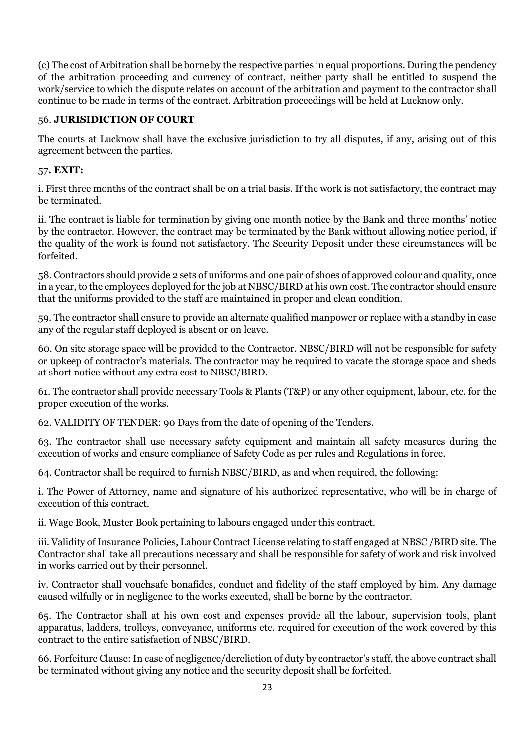(c) The cost of Arbitration shall be borne by the respective parties in equal proportions. During the pendency of the arbitration proceeding and currency of contract, neither party shall be entitled to suspend the work/service to which the dispute relates on account of the arbitration and payment to the contractor shall continue to be made in terms of the contract. Arbitration proceedings will be held at Lucknow only.

56. **JURISIDICTION OF COURT**

The courts at Lucknow shall have the exclusive jurisdiction to try all disputes, if any, arising out of this agreement between the parties.

57**. EXIT:**

i. First three months of the contract shall be on a trial basis. If the work is not satisfactory, the contract may be terminated.

ii. The contract is liable for termination by giving one month notice by the Bank and three months' notice by the contractor. However, the contract may be terminated by the Bank without allowing notice period, if the quality of the work is found not satisfactory. The Security Deposit under these circumstances will be forfeited.

58. Contractors should provide 2 sets of uniforms and one pair of shoes of approved colour and quality, once in a year, to the employees deployed for the job at NBSC/BIRD at his own cost. The contractor should ensure that the uniforms provided to the staff are maintained in proper and clean condition.

59. The contractor shall ensure to provide an alternate qualified manpower or replace with a standby in case any of the regular staff deployed is absent or on leave.

60. On site storage space will be provided to the Contractor. NBSC/BIRD will not be responsible for safety or upkeep of contractor's materials. The contractor may be required to vacate the storage space and sheds at short notice without any extra cost to NBSC/BIRD.

61. The contractor shall provide necessary Tools & Plants (T&P) or any other equipment, labour, etc. for the proper execution of the works.

62. VALIDITY OF TENDER: 90 Days from the date of opening of the Tenders.

63. The contractor shall use necessary safety equipment and maintain all safety measures during the execution of works and ensure compliance of Safety Code as per rules and Regulations in force.

64. Contractor shall be required to furnish NBSC/BIRD, as and when required, the following:

i. The Power of Attorney, name and signature of his authorized representative, who will be in charge of execution of this contract.

ii. Wage Book, Muster Book pertaining to labours engaged under this contract.

iii. Validity of Insurance Policies, Labour Contract License relating to staff engaged at NBSC /BIRD site. The Contractor shall take all precautions necessary and shall be responsible for safety of work and risk involved in works carried out by their personnel.

iv. Contractor shall vouchsafe bonafides, conduct and fidelity of the staff employed by him. Any damage caused wilfully or in negligence to the works executed, shall be borne by the contractor.

65. The Contractor shall at his own cost and expenses provide all the labour, supervision tools, plant apparatus, ladders, trolleys, conveyance, uniforms etc. required for execution of the work covered by this contract to the entire satisfaction of NBSC/BIRD.

66. Forfeiture Clause: In case of negligence/dereliction of duty by contractor's staff, the above contract shall be terminated without giving any notice and the security deposit shall be forfeited.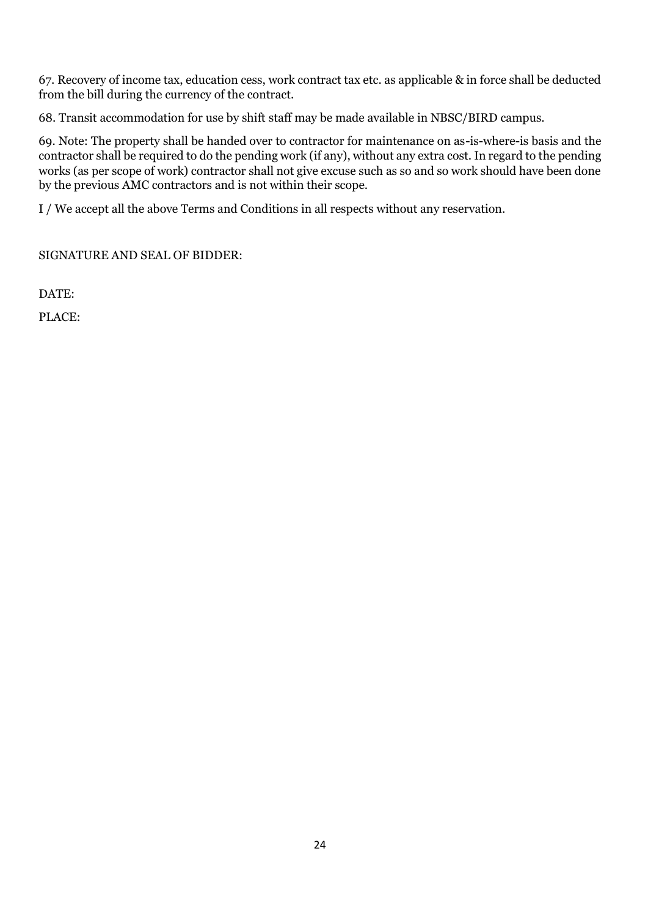67. Recovery of income tax, education cess, work contract tax etc. as applicable & in force shall be deducted from the bill during the currency of the contract.

68. Transit accommodation for use by shift staff may be made available in NBSC/BIRD campus.

69. Note: The property shall be handed over to contractor for maintenance on as-is-where-is basis and the contractor shall be required to do the pending work (if any), without any extra cost. In regard to the pending works (as per scope of work) contractor shall not give excuse such as so and so work should have been done by the previous AMC contractors and is not within their scope.

I / We accept all the above Terms and Conditions in all respects without any reservation.

SIGNATURE AND SEAL OF BIDDER:

DATE:

PLACE: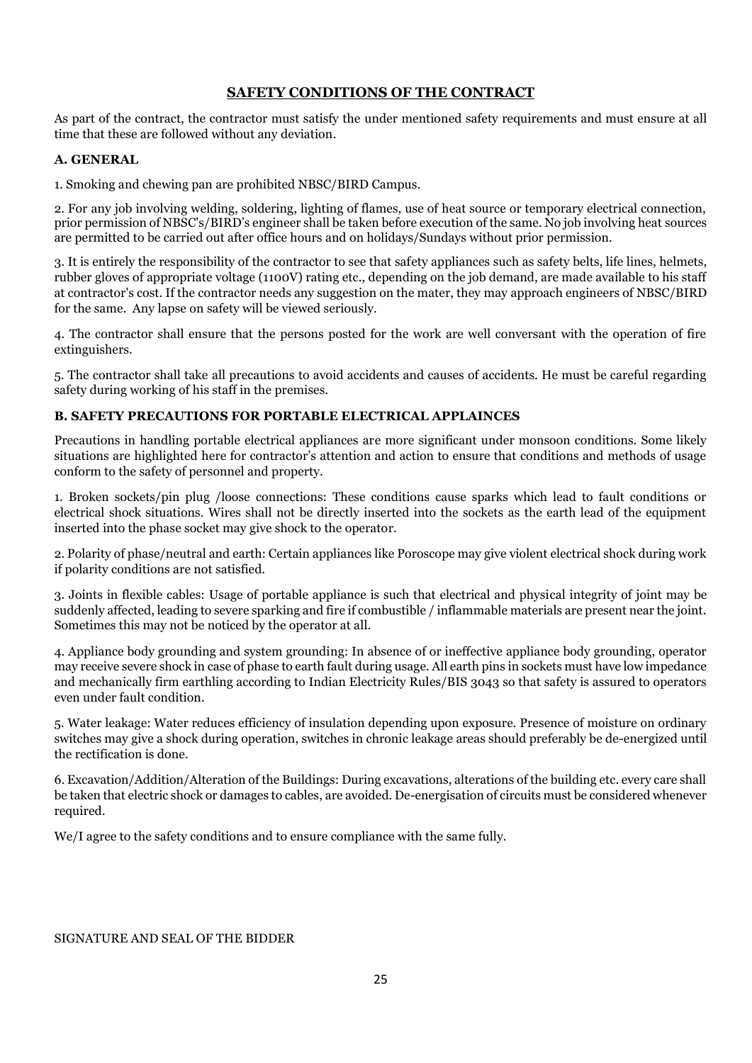## SAFETY CONDITIONS OF THE CONTRACT

As part of the contract, the contractor must satisfy the under mentioned safety requirements and must ensure at all time that these are followed without any deviation.

### A. GENERAL

1. Smoking and chewing pan are prohibited NBSC/BIRD Campus.

2. For any job involving welding, soldering, lighting of flames, use of heat source or temporary electrical connection, prior permission of NBSC's/BIRD's engineer shall be taken before execution of the same. No job involving heat sources are permitted to be carried out after office hours and on holidays/Sundays without prior permission.

3. It is entirely the responsibility of the contractor to see that safety appliances such as safety belts, life lines, helmets, rubber gloves of appropriate voltage (1100V) rating etc., depending on the job demand, are made available to his staff at contractor's cost. If the contractor needs any suggestion on the mater, they may approach engineers of NBSC/BIRD for the same. Any lapse on safety will be viewed seriously.

4. The contractor shall ensure that the persons posted for the work are well conversant with the operation of fire extinguishers.

5. The contractor shall take all precautions to avoid accidents and causes of accidents. He must be careful regarding safety during working of his staff in the premises.

### B. SAFETY PRECAUTIONS FOR PORTABLE ELECTRICAL APPLAINCES

Precautions in handling portable electrical appliances are more significant under monsoon conditions. Some likely situations are highlighted here for contractor's attention and action to ensure that conditions and methods of usage conform to the safety of personnel and property.

1. Broken sockets/pin plug /loose connections: These conditions cause sparks which lead to fault conditions or electrical shock situations. Wires shall not be directly inserted into the sockets as the earth lead of the equipment inserted into the phase socket may give shock to the operator.

2. Polarity of phase/neutral and earth: Certain appliances like Poroscope may give violent electrical shock during work if polarity conditions are not satisfied.

3. Joints in flexible cables: Usage of portable appliance is such that electrical and physical integrity of joint may be suddenly affected, leading to severe sparking and fire if combustible / inflammable materials are present near the joint. Sometimes this may not be noticed by the operator at all.

4. Appliance body grounding and system grounding: In absence of or ineffective appliance body grounding, operator may receive severe shock in case of phase to earth fault during usage. All earth pins in sockets must have low impedance and mechanically firm earthling according to Indian Electricity Rules/BIS 3043 so that safety is assured to operators even under fault condition.

5. Water leakage: Water reduces efficiency of insulation depending upon exposure. Presence of moisture on ordinary switches may give a shock during operation, switches in chronic leakage areas should preferably be de-energized until the rectification is done.

6. Excavation/Addition/Alteration of the Buildings: During excavations, alterations of the building etc. every care shall be taken that electric shock or damages to cables, are avoided. De-energisation of circuits must be considered whenever required.

We/I agree to the safety conditions and to ensure compliance with the same fully.

SIGNATURE AND SEAL OF THE BIDDER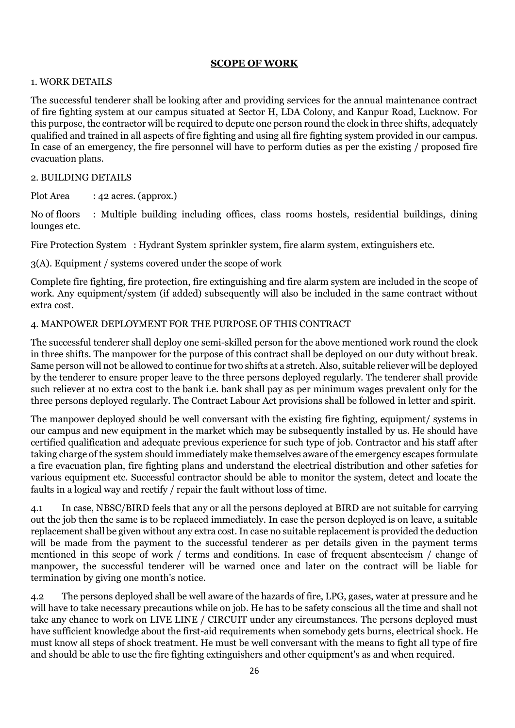## SCOPE OF WORK

1. WORK DETAILS

The successful tenderer shall be looking after and providing services for the annual maintenance contract of fire fighting system at our campus situated at Sector H, LDA Colony, and Kanpur Road, Lucknow. For this purpose, the contractor will be required to depute one person round the clock in three shifts, adequately qualified and trained in all aspects of fire fighting and using all fire fighting system provided in our campus. In case of an emergency, the fire personnel will have to perform duties as per the existing / proposed fire evacuation plans.

2. BUILDING DETAILS

Plot Area : 42 acres. (approx.)

No of floors : Multiple building including offices, class rooms hostels, residential buildings, dining lounges etc.

Fire Protection System : Hydrant System sprinkler system, fire alarm system, extinguishers etc.

3(A). Equipment / systems covered under the scope of work

Complete fire fighting, fire protection, fire extinguishing and fire alarm system are included in the scope of work. Any equipment/system (if added) subsequently will also be included in the same contract without extra cost.

4. MANPOWER DEPLOYMENT FOR THE PURPOSE OF THIS CONTRACT

The successful tenderer shall deploy one semi-skilled person for the above mentioned work round the clock in three shifts. The manpower for the purpose of this contract shall be deployed on our duty without break. Same person will not be allowed to continue for two shifts at a stretch. Also, suitable reliever will be deployed by the tenderer to ensure proper leave to the three persons deployed regularly. The tenderer shall provide such reliever at no extra cost to the bank i.e. bank shall pay as per minimum wages prevalent only for the three persons deployed regularly. The Contract Labour Act provisions shall be followed in letter and spirit.

The manpower deployed should be well conversant with the existing fire fighting, equipment/ systems in our campus and new equipment in the market which may be subsequently installed by us. He should have certified qualification and adequate previous experience for such type of job. Contractor and his staff after taking charge of the system should immediately make themselves aware of the emergency escapes formulate a fire evacuation plan, fire fighting plans and understand the electrical distribution and other safeties for various equipment etc. Successful contractor should be able to monitor the system, detect and locate the faults in a logical way and rectify / repair the fault without loss of time.

4.1 In case, NBSC/BIRD feels that any or all the persons deployed at BIRD are not suitable for carrying out the job then the same is to be replaced immediately. In case the person deployed is on leave, a suitable replacement shall be given without any extra cost. In case no suitable replacement is provided the deduction will be made from the payment to the successful tenderer as per details given in the payment terms mentioned in this scope of work / terms and conditions. In case of frequent absenteeism / change of manpower, the successful tenderer will be warned once and later on the contract will be liable for termination by giving one month's notice.

4.2 The persons deployed shall be well aware of the hazards of fire, LPG, gases, water at pressure and he will have to take necessary precautions while on job. He has to be safety conscious all the time and shall not take any chance to work on LIVE LINE / CIRCUIT under any circumstances. The persons deployed must have sufficient knowledge about the first-aid requirements when somebody gets burns, electrical shock. He must know all steps of shock treatment. He must be well conversant with the means to fight all type of fire and should be able to use the fire fighting extinguishers and other equipment's as and when required.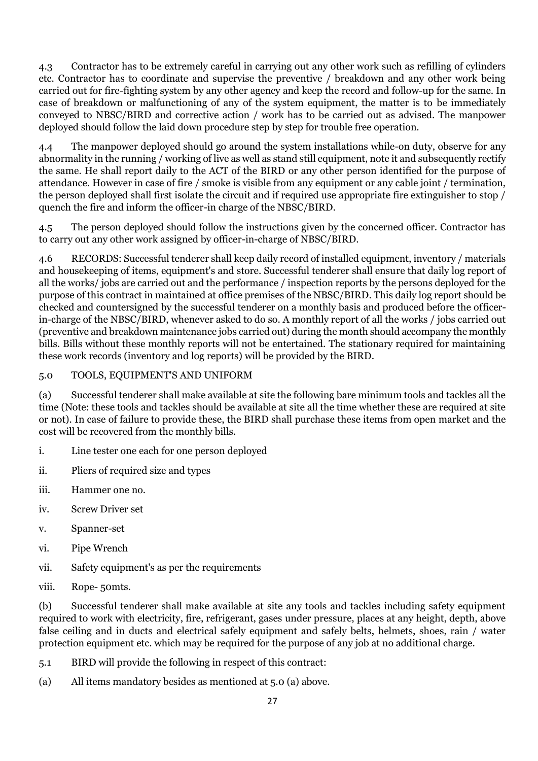4.3 Contractor has to be extremely careful in carrying out any other work such as refilling of cylinders etc. Contractor has to coordinate and supervise the preventive / breakdown and any other work being carried out for fire-fighting system by any other agency and keep the record and follow-up for the same. In case of breakdown or malfunctioning of any of the system equipment, the matter is to be immediately conveyed to NBSC/BIRD and corrective action / work has to be carried out as advised. The manpower deployed should follow the laid down procedure step by step for trouble free operation.

4.4 The manpower deployed should go around the system installations while-on duty, observe for any abnormality in the running / working of live as well as stand still equipment, note it and subsequently rectify the same. He shall report daily to the ACT of the BIRD or any other person identified for the purpose of attendance. However in case of fire / smoke is visible from any equipment or any cable joint / termination, the person deployed shall first isolate the circuit and if required use appropriate fire extinguisher to stop / quench the fire and inform the officer-in charge of the NBSC/BIRD.

4.5 The person deployed should follow the instructions given by the concerned officer. Contractor has to carry out any other work assigned by officer-in-charge of NBSC/BIRD.

4.6 RECORDS: Successful tenderer shall keep daily record of installed equipment, inventory / materials and housekeeping of items, equipment's and store. Successful tenderer shall ensure that daily log report of all the works/ jobs are carried out and the performance / inspection reports by the persons deployed for the purpose of this contract in maintained at office premises of the NBSC/BIRD. This daily log report should be checked and countersigned by the successful tenderer on a monthly basis and produced before the officer-in-charge of the NBSC/BIRD, whenever asked to do so. A monthly report of all the works / jobs carried out (preventive and breakdown maintenance jobs carried out) during the month should accompany the monthly bills. Bills without these monthly reports will not be entertained. The stationary required for maintaining these work records (inventory and log reports) will be provided by the BIRD.

5.0 TOOLS, EQUIPMENT'S AND UNIFORM

(a) Successful tenderer shall make available at site the following bare minimum tools and tackles all the time (Note: these tools and tackles should be available at site all the time whether these are required at site or not). In case of failure to provide these, the BIRD shall purchase these items from open market and the cost will be recovered from the monthly bills.

i. Line tester one each for one person deployed

ii. Pliers of required size and types

iii. Hammer one no.

iv. Screw Driver set

v. Spanner-set

vi. Pipe Wrench

vii. Safety equipment's as per the requirements

viii. Rope- 50mts.

(b) Successful tenderer shall make available at site any tools and tackles including safety equipment required to work with electricity, fire, refrigerant, gases under pressure, places at any height, depth, above false ceiling and in ducts and electrical safely equipment and safely belts, helmets, shoes, rain / water protection equipment etc. which may be required for the purpose of any job at no additional charge.

5.1 BIRD will provide the following in respect of this contract:

(a) All items mandatory besides as mentioned at 5.0 (a) above.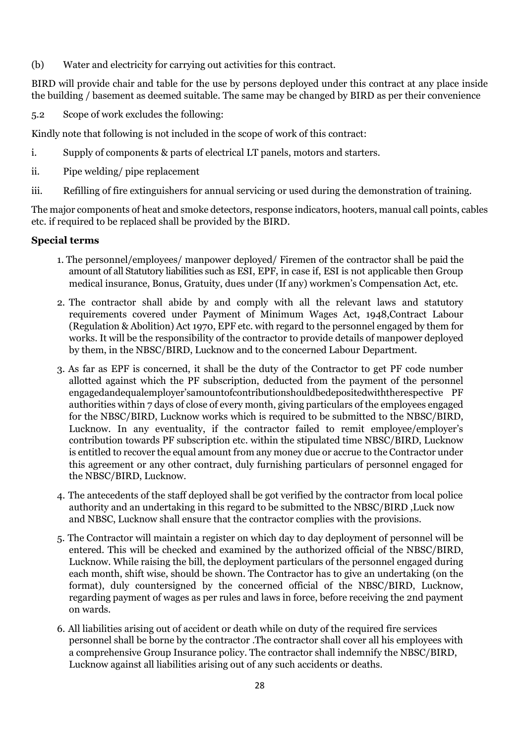(b) Water and electricity for carrying out activities for this contract.

BIRD will provide chair and table for the use by persons deployed under this contract at any place inside the building / basement as deemed suitable. The same may be changed by BIRD as per their convenience

5.2 Scope of work excludes the following:

Kindly note that following is not included in the scope of work of this contract:

i. Supply of components & parts of electrical LT panels, motors and starters.

ii. Pipe welding/ pipe replacement

iii. Refilling of fire extinguishers for annual servicing or used during the demonstration of training.

The major components of heat and smoke detectors, response indicators, hooters, manual call points, cables etc. if required to be replaced shall be provided by the BIRD.

**Special terms**

1. The personnel/employees/ manpower deployed/ Firemen of the contractor shall be paid the amount of all Statutory liabilities such as ESI, EPF, in case if, ESI is not applicable then Group medical insurance, Bonus, Gratuity, dues under (If any) workmen's Compensation Act, etc.

2. The contractor shall abide by and comply with all the relevant laws and statutory requirements covered under Payment of Minimum Wages Act, 1948,Contract Labour (Regulation & Abolition) Act 1970, EPF etc. with regard to the personnel engaged by them for works. It will be the responsibility of the contractor to provide details of manpower deployed by them, in the NBSC/BIRD, Lucknow and to the concerned Labour Department.

3. As far as EPF is concerned, it shall be the duty of the Contractor to get PF code number allotted against which the PF subscription, deducted from the payment of the personnel engagedandequalemployer'samountofcontributionshouldbedepositedwiththerespective PF authorities within 7 days of close of every month, giving particulars of the employees engaged for the NBSC/BIRD, Lucknow works which is required to be submitted to the NBSC/BIRD, Lucknow. In any eventuality, if the contractor failed to remit employee/employer's contribution towards PF subscription etc. within the stipulated time NBSC/BIRD, Lucknow is entitled to recover the equal amount from any money due or accrue to the Contractor under this agreement or any other contract, duly furnishing particulars of personnel engaged for the NBSC/BIRD, Lucknow.

4. The antecedents of the staff deployed shall be got verified by the contractor from local police authority and an undertaking in this regard to be submitted to the NBSC/BIRD ,Luck now and NBSC, Lucknow shall ensure that the contractor complies with the provisions.

5. The Contractor will maintain a register on which day to day deployment of personnel will be entered. This will be checked and examined by the authorized official of the NBSC/BIRD, Lucknow. While raising the bill, the deployment particulars of the personnel engaged during each month, shift wise, should be shown. The Contractor has to give an undertaking (on the format), duly countersigned by the concerned official of the NBSC/BIRD, Lucknow, regarding payment of wages as per rules and laws in force, before receiving the 2nd payment on wards.

6. All liabilities arising out of accident or death while on duty of the required fire services personnel shall be borne by the contractor .The contractor shall cover all his employees with a comprehensive Group Insurance policy. The contractor shall indemnify the NBSC/BIRD, Lucknow against all liabilities arising out of any such accidents or deaths.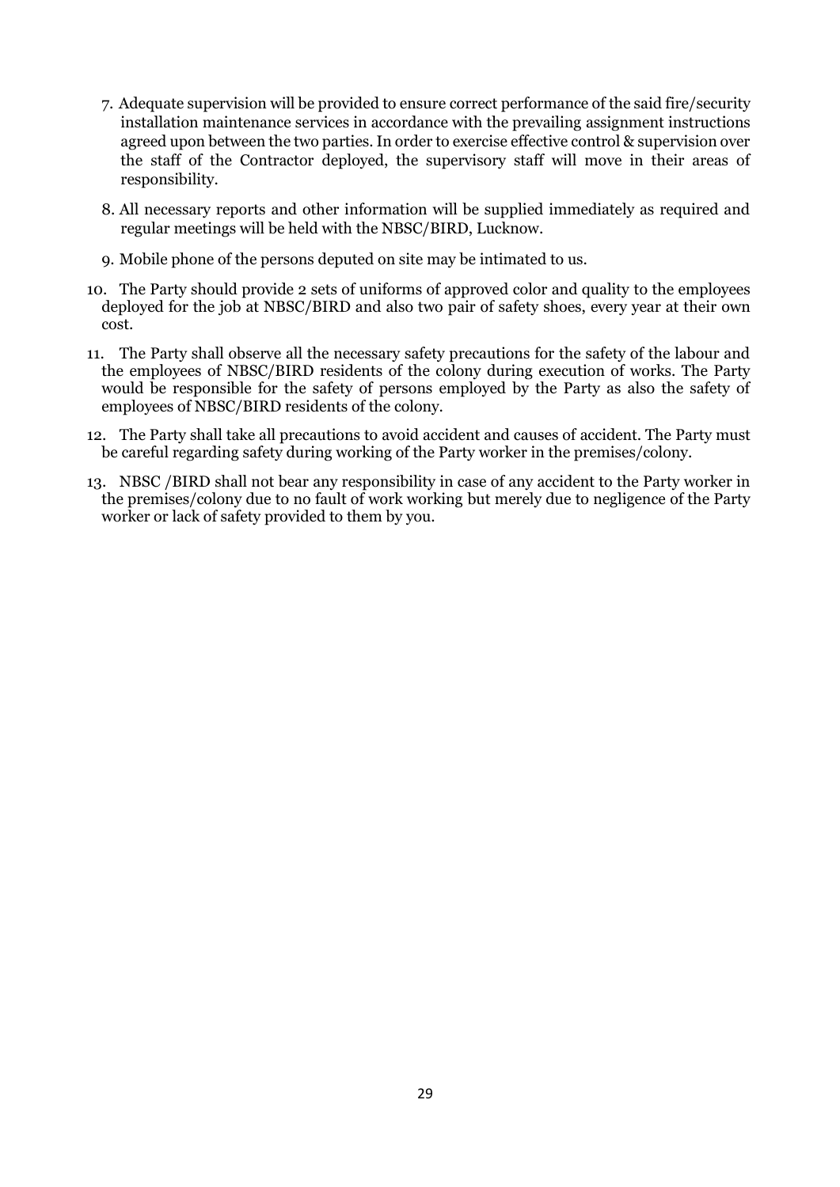7. Adequate supervision will be provided to ensure correct performance of the said fire/security installation maintenance services in accordance with the prevailing assignment instructions agreed upon between the two parties. In order to exercise effective control & supervision over the staff of the Contractor deployed, the supervisory staff will move in their areas of responsibility.

8. All necessary reports and other information will be supplied immediately as required and regular meetings will be held with the NBSC/BIRD, Lucknow.

9. Mobile phone of the persons deputed on site may be intimated to us.

10. The Party should provide 2 sets of uniforms of approved color and quality to the employees deployed for the job at NBSC/BIRD and also two pair of safety shoes, every year at their own cost.

11. The Party shall observe all the necessary safety precautions for the safety of the labour and the employees of NBSC/BIRD residents of the colony during execution of works. The Party would be responsible for the safety of persons employed by the Party as also the safety of employees of NBSC/BIRD residents of the colony.

12. The Party shall take all precautions to avoid accident and causes of accident. The Party must be careful regarding safety during working of the Party worker in the premises/colony.

13. NBSC /BIRD shall not bear any responsibility in case of any accident to the Party worker in the premises/colony due to no fault of work working but merely due to negligence of the Party worker or lack of safety provided to them by you.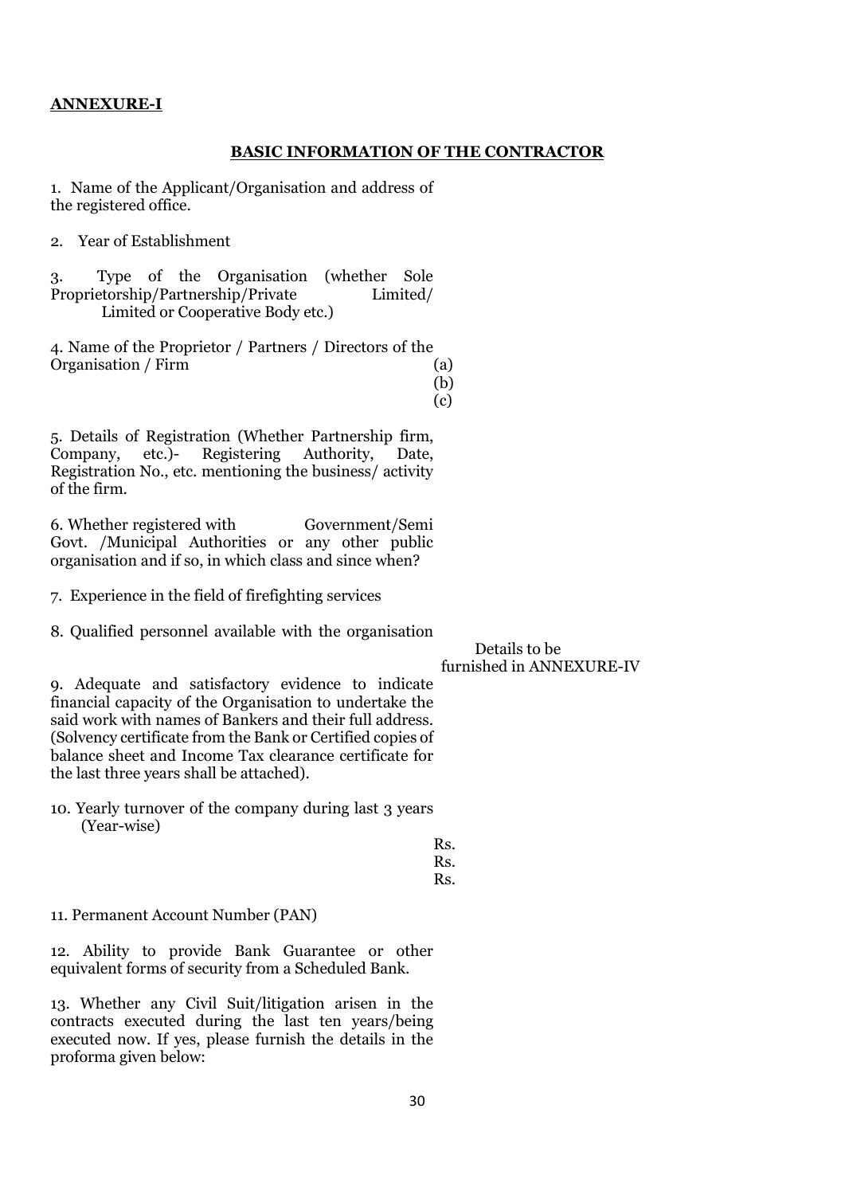**ANNEXURE-I**

## BASIC INFORMATION OF THE CONTRACTOR

1. Name of the Applicant/Organisation and address of the registered office.

2. Year of Establishment

3. Type of the Organisation (whether Sole Proprietorship/Partnership/Private Limited/ Limited or Cooperative Body etc.)

4. Name of the Proprietor / Partners / Directors of the Organisation / Firm
   (a)
   (b)
   (c)

5. Details of Registration (Whether Partnership firm, Company, etc.)- Registering Authority, Date, Registration No., etc. mentioning the business/ activity of the firm.

6. Whether registered with Government/Semi Govt. /Municipal Authorities or any other public organisation and if so, in which class and since when?

7. Experience in the field of firefighting services

8. Qualified personnel available with the organisation — Details to be furnished in ANNEXURE-IV

9. Adequate and satisfactory evidence to indicate financial capacity of the Organisation to undertake the said work with names of Bankers and their full address. (Solvency certificate from the Bank or Certified copies of balance sheet and Income Tax clearance certificate for the last three years shall be attached).

10. Yearly turnover of the company during last 3 years (Year-wise)
    Rs.
    Rs.
    Rs.

11. Permanent Account Number (PAN)

12. Ability to provide Bank Guarantee or other equivalent forms of security from a Scheduled Bank.

13. Whether any Civil Suit/litigation arisen in the contracts executed during the last ten years/being executed now. If yes, please furnish the details in the proforma given below: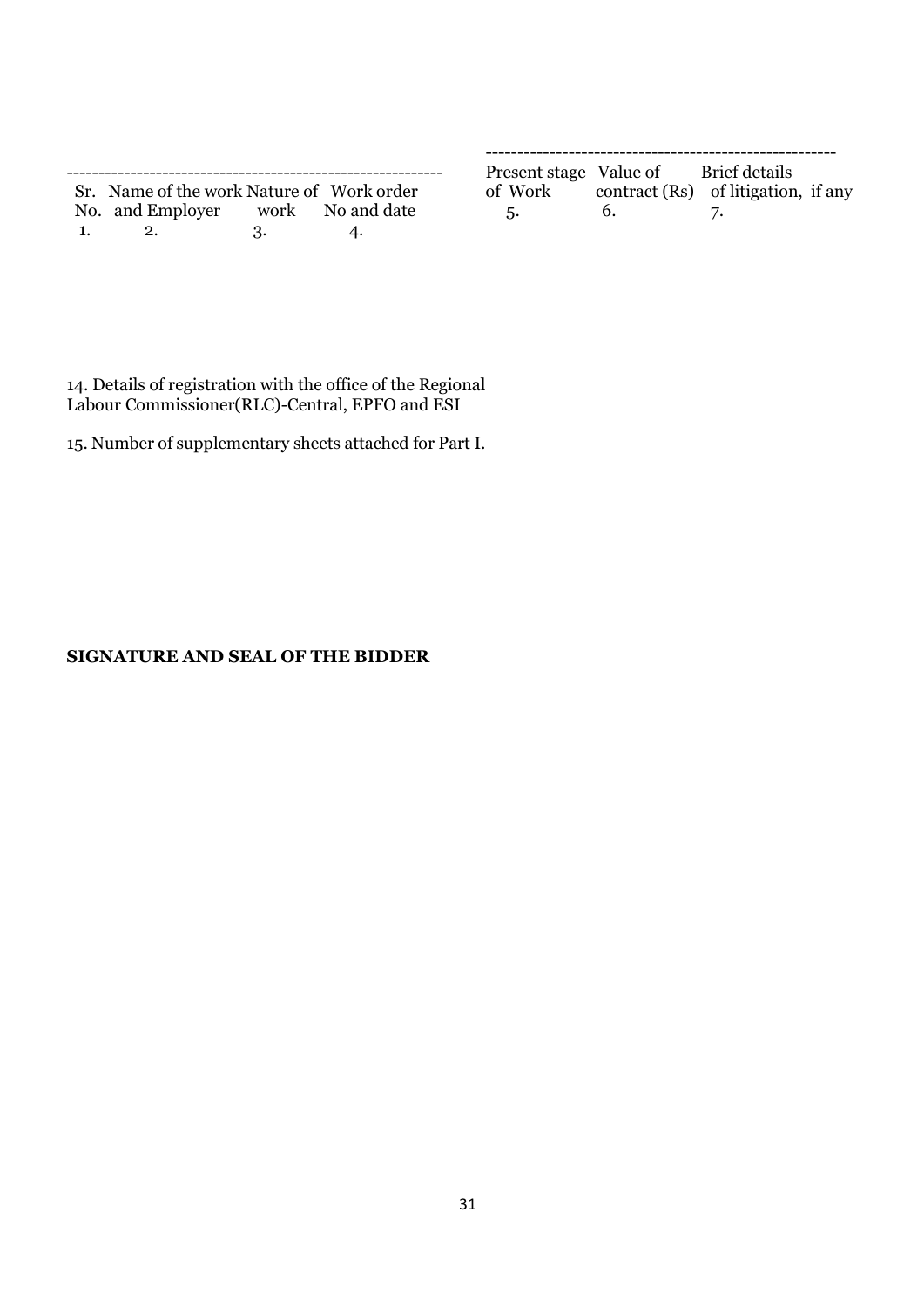| Sr. No. | Name of the work and Employer | Nature of work | Work order No and date | Present stage of Work | Value of contract (Rs) | Brief details of litigation, if any |
|---|---|---|---|---|---|---|
| 1. | 2. | 3. | 4. | 5. | 6. | 7. |

14. Details of registration with the office of the Regional Labour Commissioner(RLC)-Central, EPFO and ESI

15. Number of supplementary sheets attached for Part I.

**SIGNATURE AND SEAL OF THE BIDDER**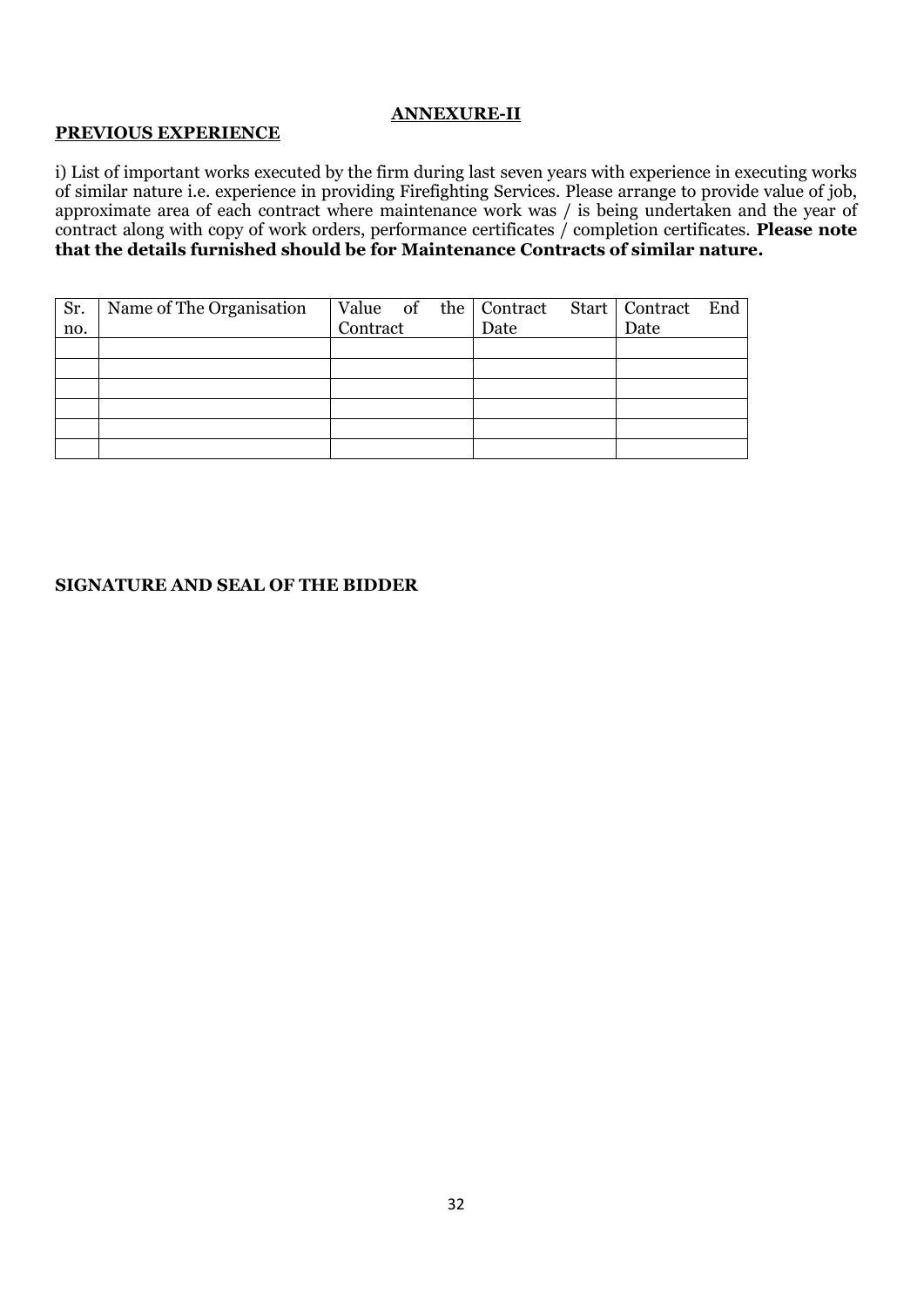## ANNEXURE-II

**PREVIOUS EXPERIENCE**

i) List of important works executed by the firm during last seven years with experience in executing works of similar nature i.e. experience in providing Firefighting Services. Please arrange to provide value of job, approximate area of each contract where maintenance work was / is being undertaken and the year of contract along with copy of work orders, performance certificates / completion certificates. **Please note that the details furnished should be for Maintenance Contracts of similar nature.**

| Sr. no. | Name of The Organisation | Value of the Contract | Contract Start Date | Contract End Date |
|---|---|---|---|---|
| | | | | |
| | | | | |
| | | | | |
| | | | | |
| | | | | |
| | | | | |

**SIGNATURE AND SEAL OF THE BIDDER**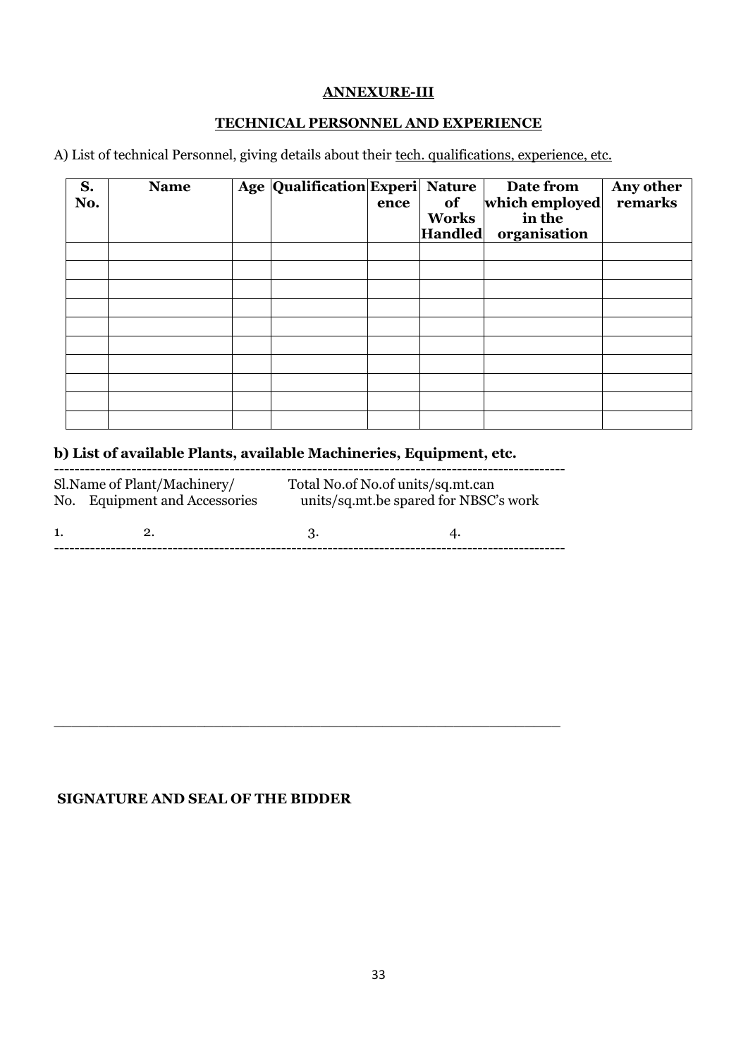**ANNEXURE-III**

**TECHNICAL PERSONNEL AND EXPERIENCE**

A) List of technical Personnel, giving details about their tech. qualifications, experience, etc.

| S. No. | Name | Age | Qualification | Experience | Nature of Works Handled | Date from which employed in the organisation | Any other remarks |
|---|---|---|---|---|---|---|---|
| | | | | | | | |
| | | | | | | | |
| | | | | | | | |
| | | | | | | | |
| | | | | | | | |
| | | | | | | | |
| | | | | | | | |
| | | | | | | | |
| | | | | | | | |
| | | | | | | | |

**b) List of available Plants, available Machineries, Equipment, etc.**

| Sl. No. | Name of Plant/Machinery/ Equipment and Accessories | Total No.of units/sq.mt. | No.of units/sq.mt.can be spared for NBSC's work |
|---|---|---|---|
| 1. | 2. | 3. | 4. |

**SIGNATURE AND SEAL OF THE BIDDER**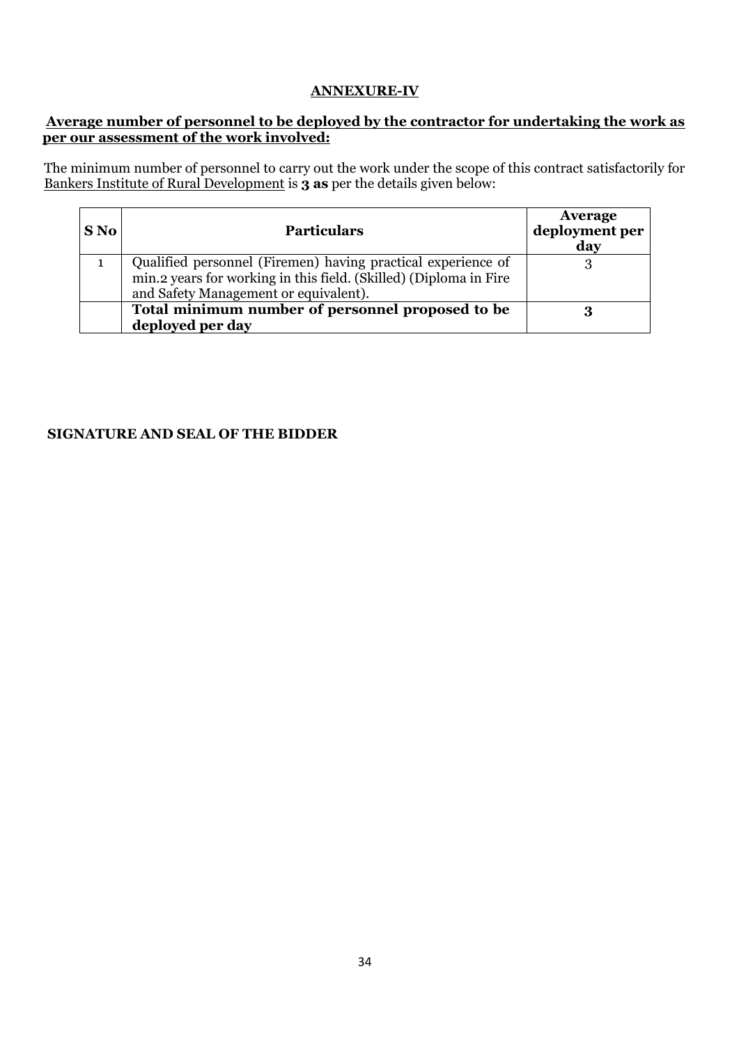## ANNEXURE-IV

**Average number of personnel to be deployed by the contractor for undertaking the work as per our assessment of the work involved:**

The minimum number of personnel to carry out the work under the scope of this contract satisfactorily for Bankers Institute of Rural Development is **3 as** per the details given below:

| S No | Particulars | Average deployment per day |
|---|---|---|
| 1 | Qualified personnel (Firemen) having practical experience of min.2 years for working in this field. (Skilled) (Diploma in Fire and Safety Management or equivalent). | 3 |
| | **Total minimum number of personnel proposed to be deployed per day** | **3** |

**SIGNATURE AND SEAL OF THE BIDDER**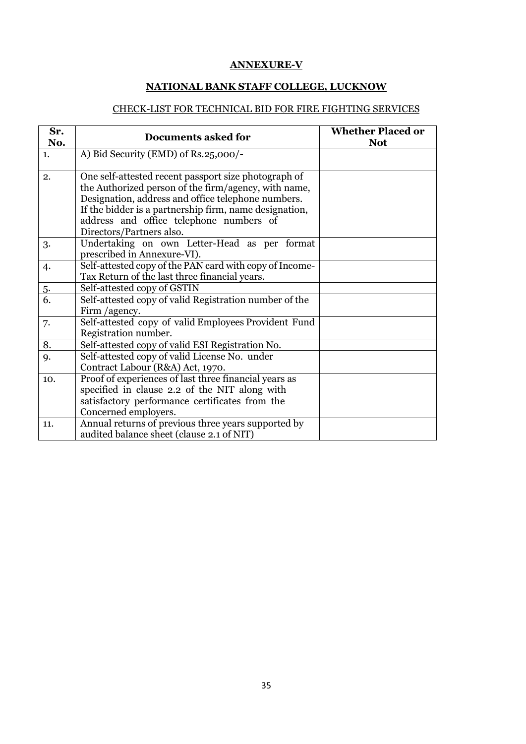## ANNEXURE-V

## NATIONAL BANK STAFF COLLEGE, LUCKNOW

### CHECK-LIST FOR TECHNICAL BID FOR FIRE FIGHTING SERVICES

| Sr. No. | Documents asked for | Whether Placed or Not |
|---|---|---|
| 1. | A) Bid Security (EMD) of Rs.25,000/- | |
| 2. | One self-attested recent passport size photograph of the Authorized person of the firm/agency, with name, Designation, address and office telephone numbers. If the bidder is a partnership firm, name designation, address and office telephone numbers of Directors/Partners also. | |
| 3. | Undertaking on own Letter-Head as per format prescribed in Annexure-VI). | |
| 4. | Self-attested copy of the PAN card with copy of Income-Tax Return of the last three financial years. | |
| 5. | Self-attested copy of GSTIN | |
| 6. | Self-attested copy of valid Registration number of the Firm /agency. | |
| 7. | Self-attested copy of valid Employees Provident Fund Registration number. | |
| 8. | Self-attested copy of valid ESI Registration No. | |
| 9. | Self-attested copy of valid License No. under Contract Labour (R&A) Act, 1970. | |
| 10. | Proof of experiences of last three financial years as specified in clause 2.2 of the NIT along with satisfactory performance certificates from the Concerned employers. | |
| 11. | Annual returns of previous three years supported by audited balance sheet (clause 2.1 of NIT) | |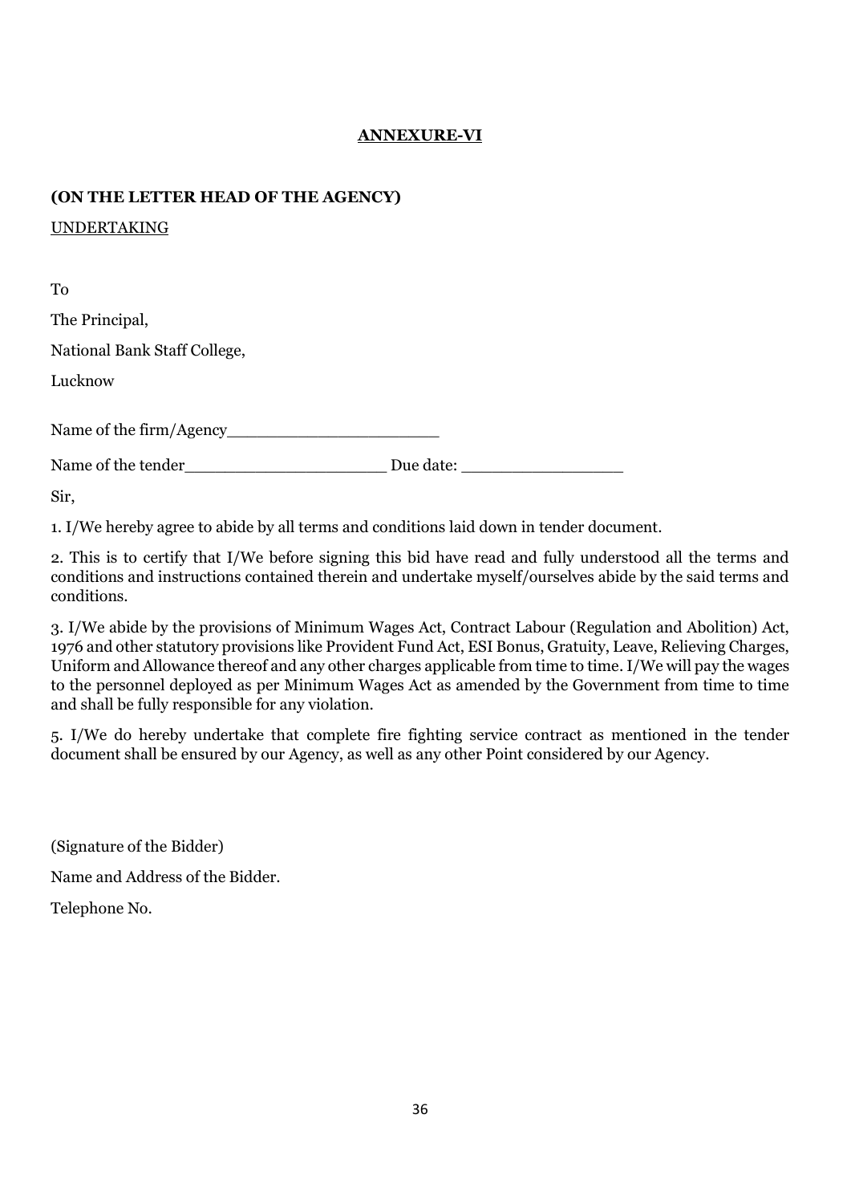# ANNEXURE-VI

**(ON THE LETTER HEAD OF THE AGENCY)**

UNDERTAKING

To

The Principal,

National Bank Staff College,

Lucknow

Name of the firm/Agency______________________

Name of the tender_____________________ Due date: _________________

Sir,

1. I/We hereby agree to abide by all terms and conditions laid down in tender document.

2. This is to certify that I/We before signing this bid have read and fully understood all the terms and conditions and instructions contained therein and undertake myself/ourselves abide by the said terms and conditions.

3. I/We abide by the provisions of Minimum Wages Act, Contract Labour (Regulation and Abolition) Act, 1976 and other statutory provisions like Provident Fund Act, ESI Bonus, Gratuity, Leave, Relieving Charges, Uniform and Allowance thereof and any other charges applicable from time to time. I/We will pay the wages to the personnel deployed as per Minimum Wages Act as amended by the Government from time to time and shall be fully responsible for any violation.

5. I/We do hereby undertake that complete fire fighting service contract as mentioned in the tender document shall be ensured by our Agency, as well as any other Point considered by our Agency.

(Signature of the Bidder)

Name and Address of the Bidder.

Telephone No.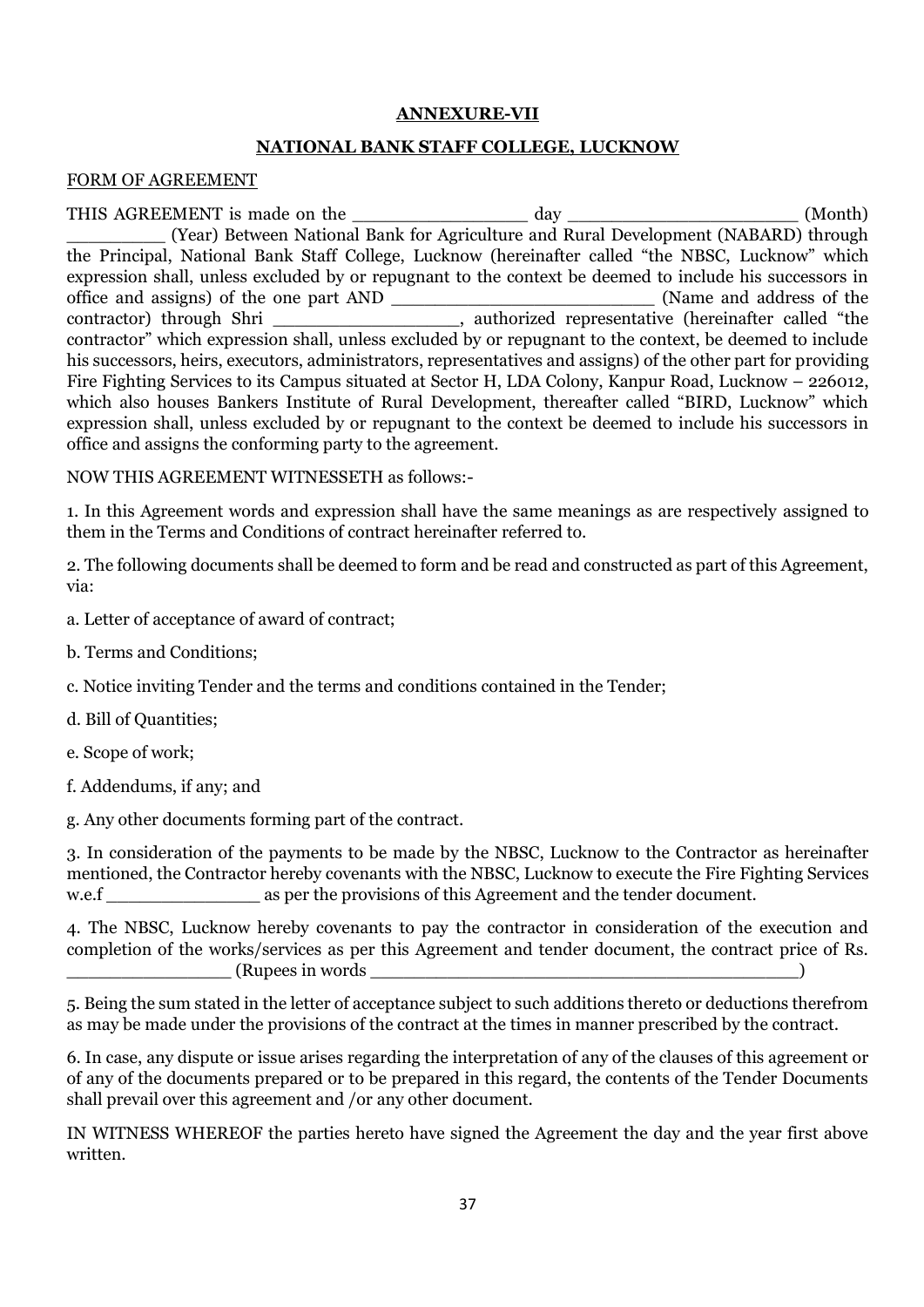**ANNEXURE-VII**

**NATIONAL BANK STAFF COLLEGE, LUCKNOW**

FORM OF AGREEMENT

THIS AGREEMENT is made on the ________________ day ______________________ (Month) _________ (Year) Between National Bank for Agriculture and Rural Development (NABARD) through the Principal, National Bank Staff College, Lucknow (hereinafter called "the NBSC, Lucknow" which expression shall, unless excluded by or repugnant to the context be deemed to include his successors in office and assigns) of the one part AND ________________________ (Name and address of the contractor) through Shri _________________, authorized representative (hereinafter called "the contractor" which expression shall, unless excluded by or repugnant to the context, be deemed to include his successors, heirs, executors, administrators, representatives and assigns) of the other part for providing Fire Fighting Services to its Campus situated at Sector H, LDA Colony, Kanpur Road, Lucknow – 226012, which also houses Bankers Institute of Rural Development, thereafter called "BIRD, Lucknow" which expression shall, unless excluded by or repugnant to the context be deemed to include his successors in office and assigns the conforming party to the agreement.

NOW THIS AGREEMENT WITNESSETH as follows:-

1. In this Agreement words and expression shall have the same meanings as are respectively assigned to them in the Terms and Conditions of contract hereinafter referred to.

2. The following documents shall be deemed to form and be read and constructed as part of this Agreement, via:

a. Letter of acceptance of award of contract;

b. Terms and Conditions;

c. Notice inviting Tender and the terms and conditions contained in the Tender;

d. Bill of Quantities;

e. Scope of work;

f. Addendums, if any; and

g. Any other documents forming part of the contract.

3. In consideration of the payments to be made by the NBSC, Lucknow to the Contractor as hereinafter mentioned, the Contractor hereby covenants with the NBSC, Lucknow to execute the Fire Fighting Services w.e.f ______________ as per the provisions of this Agreement and the tender document.

4. The NBSC, Lucknow hereby covenants to pay the contractor in consideration of the execution and completion of the works/services as per this Agreement and tender document, the contract price of Rs. _______________ (Rupees in words ________________________________________)

5. Being the sum stated in the letter of acceptance subject to such additions thereto or deductions therefrom as may be made under the provisions of the contract at the times in manner prescribed by the contract.

6. In case, any dispute or issue arises regarding the interpretation of any of the clauses of this agreement or of any of the documents prepared or to be prepared in this regard, the contents of the Tender Documents shall prevail over this agreement and /or any other document.

IN WITNESS WHEREOF the parties hereto have signed the Agreement the day and the year first above written.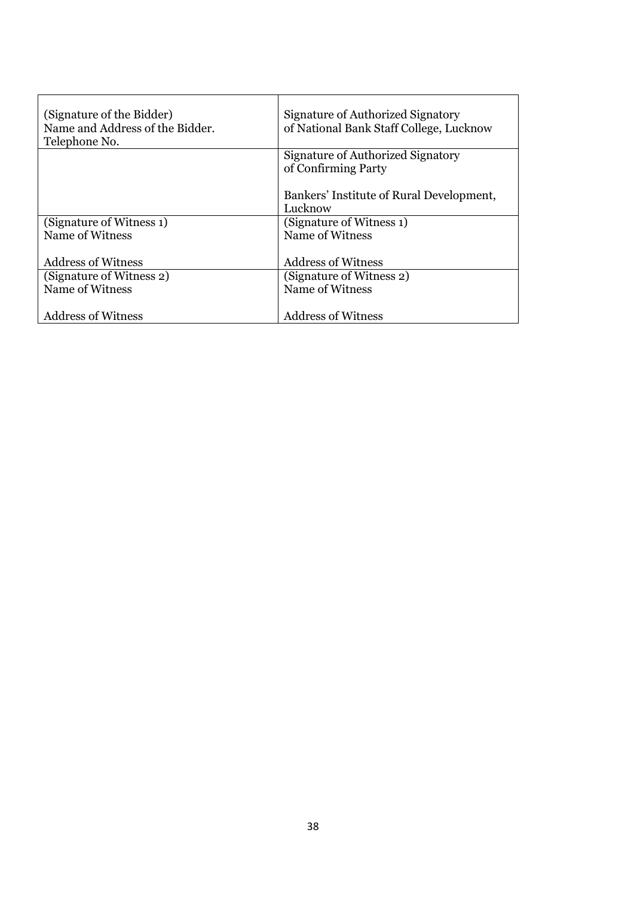| (Signature of the Bidder)<br>Name and Address of the Bidder.<br>Telephone No. | Signature of Authorized Signatory<br>of National Bank Staff College, Lucknow |
|---|---|
| | Signature of Authorized Signatory<br>of Confirming Party<br><br>Bankers' Institute of Rural Development, Lucknow |
| (Signature of Witness 1)<br>Name of Witness<br><br>Address of Witness | (Signature of Witness 1)<br>Name of Witness<br><br>Address of Witness |
| (Signature of Witness 2)<br>Name of Witness<br><br>Address of Witness | (Signature of Witness 2)<br>Name of Witness<br><br>Address of Witness |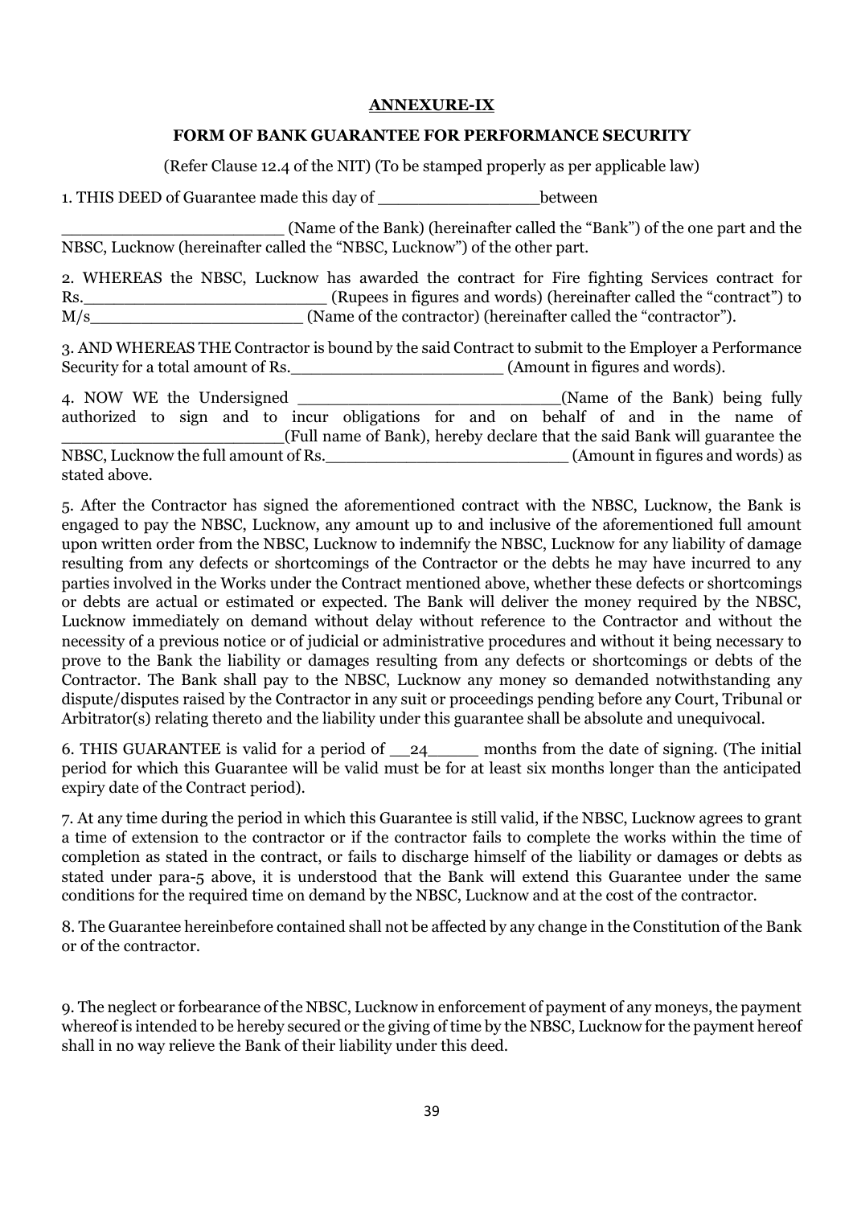**ANNEXURE-IX**

**FORM OF BANK GUARANTEE FOR PERFORMANCE SECURITY**

(Refer Clause 12.4 of the NIT) (To be stamped properly as per applicable law)

1. THIS DEED of Guarantee made this day of ________________between

______________________ (Name of the Bank) (hereinafter called the "Bank") of the one part and the NBSC, Lucknow (hereinafter called the "NBSC, Lucknow") of the other part.

2. WHEREAS the NBSC, Lucknow has awarded the contract for Fire fighting Services contract for Rs.________________________ (Rupees in figures and words) (hereinafter called the "contract") to M/s_____________________ (Name of the contractor) (hereinafter called the "contractor").

3. AND WHEREAS THE Contractor is bound by the said Contract to submit to the Employer a Performance Security for a total amount of Rs._____________________ (Amount in figures and words).

4. NOW WE the Undersigned ___________________________(Name of the Bank) being fully authorized to sign and to incur obligations for and on behalf of and in the name of ______________________(Full name of Bank), hereby declare that the said Bank will guarantee the NBSC, Lucknow the full amount of Rs.________________________ (Amount in figures and words) as stated above.

5. After the Contractor has signed the aforementioned contract with the NBSC, Lucknow, the Bank is engaged to pay the NBSC, Lucknow, any amount up to and inclusive of the aforementioned full amount upon written order from the NBSC, Lucknow to indemnify the NBSC, Lucknow for any liability of damage resulting from any defects or shortcomings of the Contractor or the debts he may have incurred to any parties involved in the Works under the Contract mentioned above, whether these defects or shortcomings or debts are actual or estimated or expected. The Bank will deliver the money required by the NBSC, Lucknow immediately on demand without delay without reference to the Contractor and without the necessity of a previous notice or of judicial or administrative procedures and without it being necessary to prove to the Bank the liability or damages resulting from any defects or shortcomings or debts of the Contractor. The Bank shall pay to the NBSC, Lucknow any money so demanded notwithstanding any dispute/disputes raised by the Contractor in any suit or proceedings pending before any Court, Tribunal or Arbitrator(s) relating thereto and the liability under this guarantee shall be absolute and unequivocal.

6. THIS GUARANTEE is valid for a period of __24_____ months from the date of signing. (The initial period for which this Guarantee will be valid must be for at least six months longer than the anticipated expiry date of the Contract period).

7. At any time during the period in which this Guarantee is still valid, if the NBSC, Lucknow agrees to grant a time of extension to the contractor or if the contractor fails to complete the works within the time of completion as stated in the contract, or fails to discharge himself of the liability or damages or debts as stated under para-5 above, it is understood that the Bank will extend this Guarantee under the same conditions for the required time on demand by the NBSC, Lucknow and at the cost of the contractor.

8. The Guarantee hereinbefore contained shall not be affected by any change in the Constitution of the Bank or of the contractor.

9. The neglect or forbearance of the NBSC, Lucknow in enforcement of payment of any moneys, the payment whereof is intended to be hereby secured or the giving of time by the NBSC, Lucknow for the payment hereof shall in no way relieve the Bank of their liability under this deed.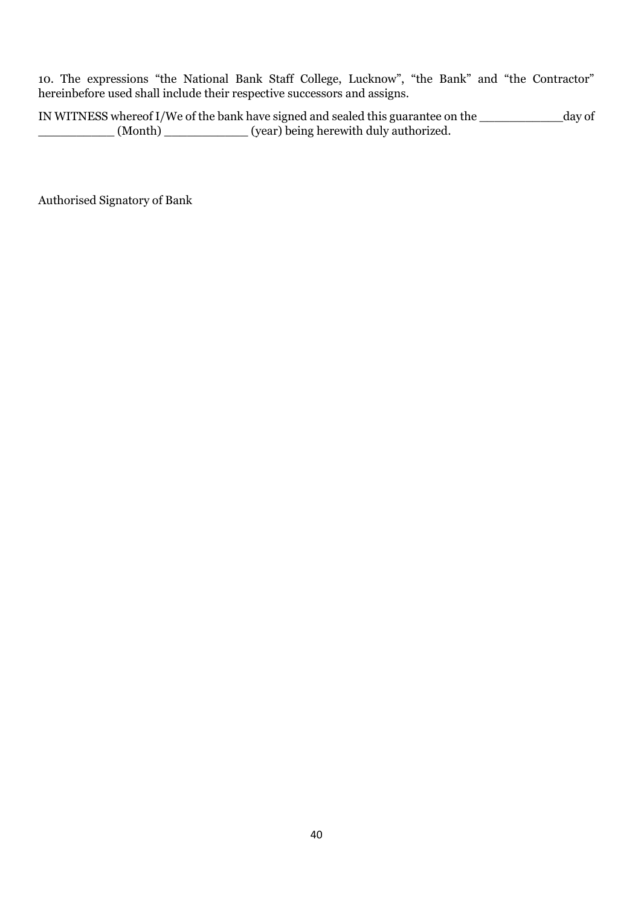10. The expressions “the National Bank Staff College, Lucknow”, “the Bank” and “the Contractor” hereinbefore used shall include their respective successors and assigns.

IN WITNESS whereof I/We of the bank have signed and sealed this guarantee on the ___________day of __________ (Month) ___________ (year) being herewith duly authorized.

Authorised Signatory of Bank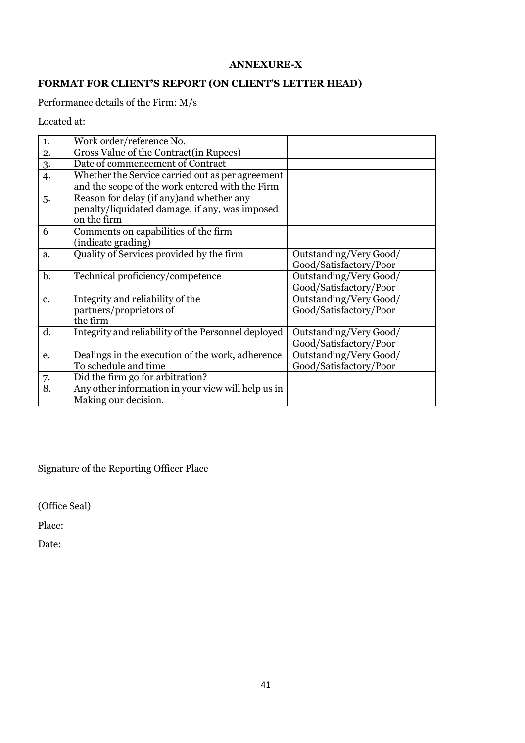**ANNEXURE-X**

**FORMAT FOR CLIENT'S REPORT (ON CLIENT'S LETTER HEAD)**

Performance details of the Firm: M/s

Located at:

| | | |
|---|---|---|
| 1. | Work order/reference No. | |
| 2. | Gross Value of the Contract(in Rupees) | |
| 3. | Date of commencement of Contract | |
| 4. | Whether the Service carried out as per agreement and the scope of the work entered with the Firm | |
| 5. | Reason for delay (if any)and whether any penalty/liquidated damage, if any, was imposed on the firm | |
| 6 | Comments on capabilities of the firm (indicate grading) | |
| a. | Quality of Services provided by the firm | Outstanding/Very Good/ Good/Satisfactory/Poor |
| b. | Technical proficiency/competence | Outstanding/Very Good/ Good/Satisfactory/Poor |
| c. | Integrity and reliability of the partners/proprietors of the firm | Outstanding/Very Good/ Good/Satisfactory/Poor |
| d. | Integrity and reliability of the Personnel deployed | Outstanding/Very Good/ Good/Satisfactory/Poor |
| e. | Dealings in the execution of the work, adherence To schedule and time | Outstanding/Very Good/ Good/Satisfactory/Poor |
| 7. | Did the firm go for arbitration? | |
| 8. | Any other information in your view will help us in Making our decision. | |

Signature of the Reporting Officer Place

(Office Seal)

Place:

Date: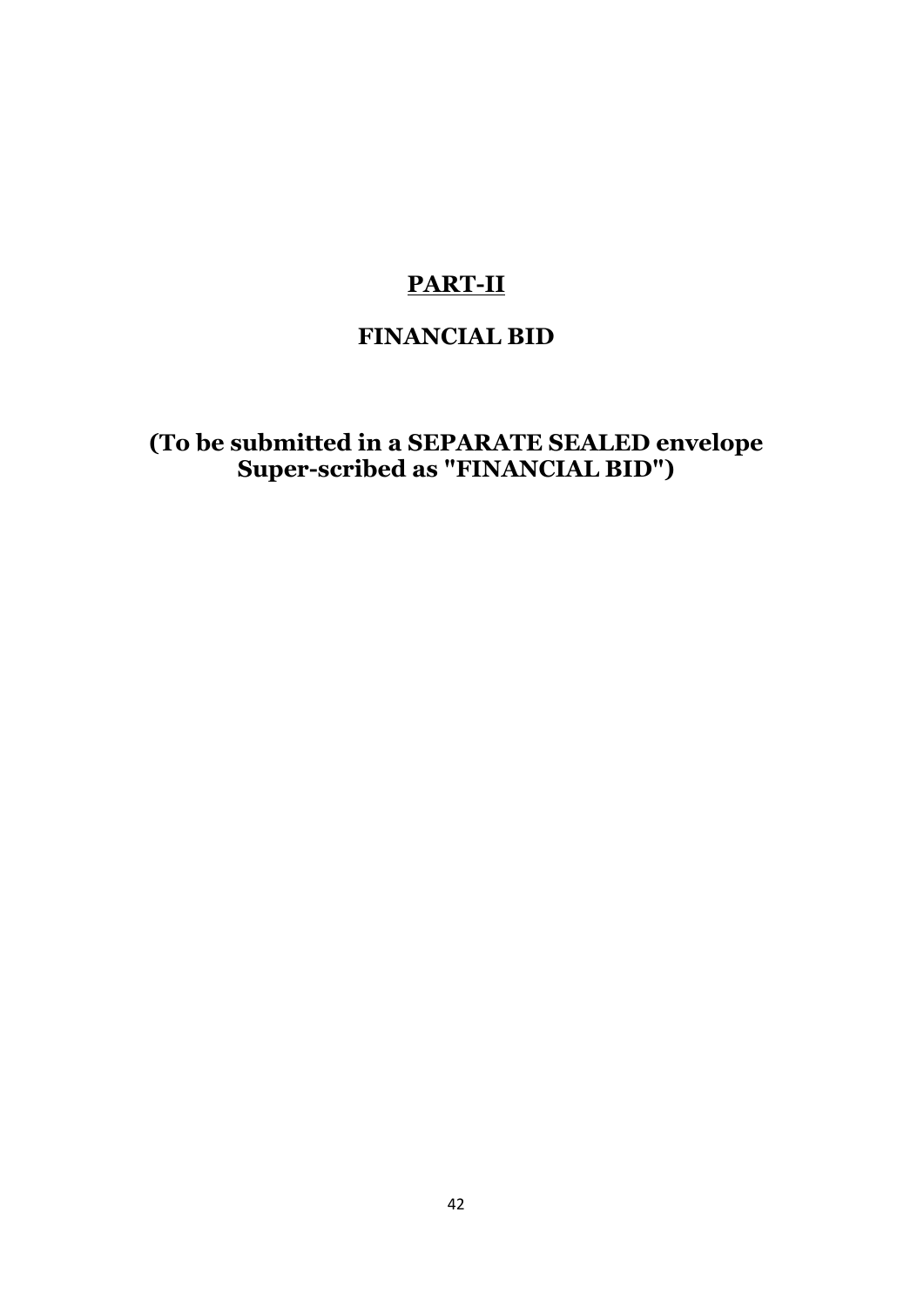# PART-II

## FINANCIAL BID

### (To be submitted in a SEPARATE SEALED envelope Super-scribed as "FINANCIAL BID")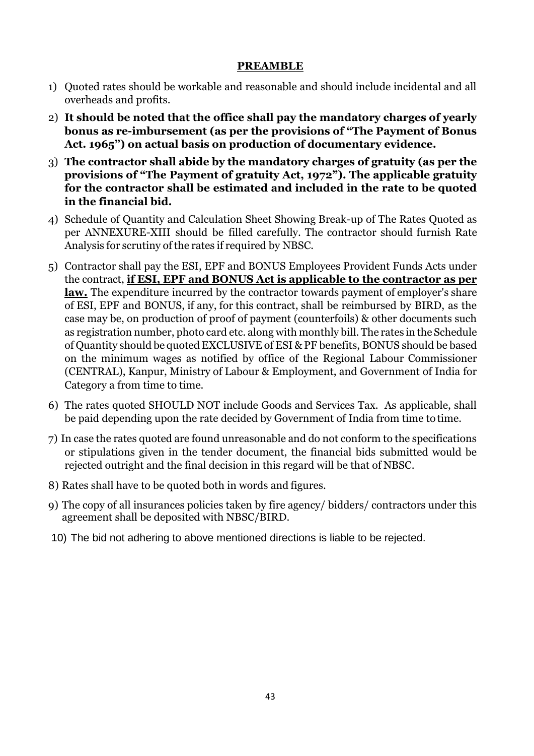## PREAMBLE

1) Quoted rates should be workable and reasonable and should include incidental and all overheads and profits.
2) **It should be noted that the office shall pay the mandatory charges of yearly bonus as re-imbursement (as per the provisions of "The Payment of Bonus Act. 1965") on actual basis on production of documentary evidence.**
3) **The contractor shall abide by the mandatory charges of gratuity (as per the provisions of "The Payment of gratuity Act, 1972"). The applicable gratuity for the contractor shall be estimated and included in the rate to be quoted in the financial bid.**
4) Schedule of Quantity and Calculation Sheet Showing Break-up of The Rates Quoted as per ANNEXURE-XIII should be filled carefully. The contractor should furnish Rate Analysis for scrutiny of the rates if required by NBSC.
5) Contractor shall pay the ESI, EPF and BONUS Employees Provident Funds Acts under the contract, **<u>if ESI, EPF and BONUS Act is applicable to the contractor as per law.</u>** The expenditure incurred by the contractor towards payment of employer's share of ESI, EPF and BONUS, if any, for this contract, shall be reimbursed by BIRD, as the case may be, on production of proof of payment (counterfoils) & other documents such as registration number, photo card etc. along with monthly bill. The rates in the Schedule of Quantity should be quoted EXCLUSIVE of ESI & PF benefits, BONUS should be based on the minimum wages as notified by office of the Regional Labour Commissioner (CENTRAL), Kanpur, Ministry of Labour & Employment, and Government of India for Category a from time to time.
6) The rates quoted SHOULD NOT include Goods and Services Tax. As applicable, shall be paid depending upon the rate decided by Government of India from time to time.
7) In case the rates quoted are found unreasonable and do not conform to the specifications or stipulations given in the tender document, the financial bids submitted would be rejected outright and the final decision in this regard will be that of NBSC.
8) Rates shall have to be quoted both in words and figures.
9) The copy of all insurances policies taken by fire agency/ bidders/ contractors under this agreement shall be deposited with NBSC/BIRD.
10) The bid not adhering to above mentioned directions is liable to be rejected.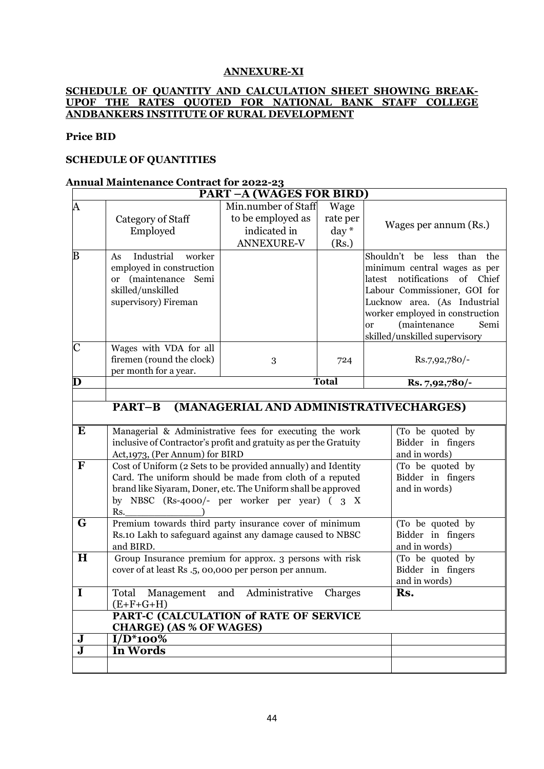## ANNEXURE-XI

**SCHEDULE OF QUANTITY AND CALCULATION SHEET SHOWING BREAK-UPOF THE RATES QUOTED FOR NATIONAL BANK STAFF COLLEGE ANDBANKERS INSTITUTE OF RURAL DEVELOPMENT**

**Price BID**

**SCHEDULE OF QUANTITIES**

**Annual Maintenance Contract for 2022-23**

| **PART –A (WAGES FOR BIRD)** | | | | |
|---|---|---|---|---|
| A | Category of Staff Employed | Min.number of Staff to be employed as indicated in ANNEXURE-V | Wage rate per day * (Rs.) | Wages per annum (Rs.) |
| B | As Industrial worker employed in construction or (maintenance Semi skilled/unskilled supervisory) Fireman | | | Shouldn't be less than the minimum central wages as per latest notifications of Chief Labour Commissioner, GOI for Lucknow area. (As Industrial worker employed in construction or (maintenance Semi skilled/unskilled supervisory |
| C | Wages with VDA for all firemen (round the clock) per month for a year. | 3 | 724 | Rs.7,92,780/- |
| **D** | | | **Total** | **Rs. 7,92,780/-** |

| | **PART–B (MANAGERIAL AND ADMINISTRATIVECHARGES)** | |
|---|---|---|
| **E** | Managerial & Administrative fees for executing the work inclusive of Contractor's profit and gratuity as per the Gratuity Act,1973, (Per Annum) for BIRD | (To be quoted by Bidder in fingers and in words) |
| **F** | Cost of Uniform (2 Sets to be provided annually) and Identity Card. The uniform should be made from cloth of a reputed brand like Siyaram, Doner, etc. The Uniform shall be approved by NBSC (Rs-4000/- per worker per year) ( 3 X Rs.______________) | (To be quoted by Bidder in fingers and in words) |
| **G** | Premium towards third party insurance cover of minimum Rs.10 Lakh to safeguard against any damage caused to NBSC and BIRD. | (To be quoted by Bidder in fingers and in words) |
| **H** | Group Insurance premium for approx. 3 persons with risk cover of at least Rs .5, 00,000 per person per annum. | (To be quoted by Bidder in fingers and in words) |
| **I** | Total Management and Administrative Charges (E+F+G+H) | **Rs.** |
| | **PART-C (CALCULATION of RATE OF SERVICE CHARGE) (AS % OF WAGES)** | |
| **J** | **I/D*100%** | |
| **J** | **In Words** | |
| | | |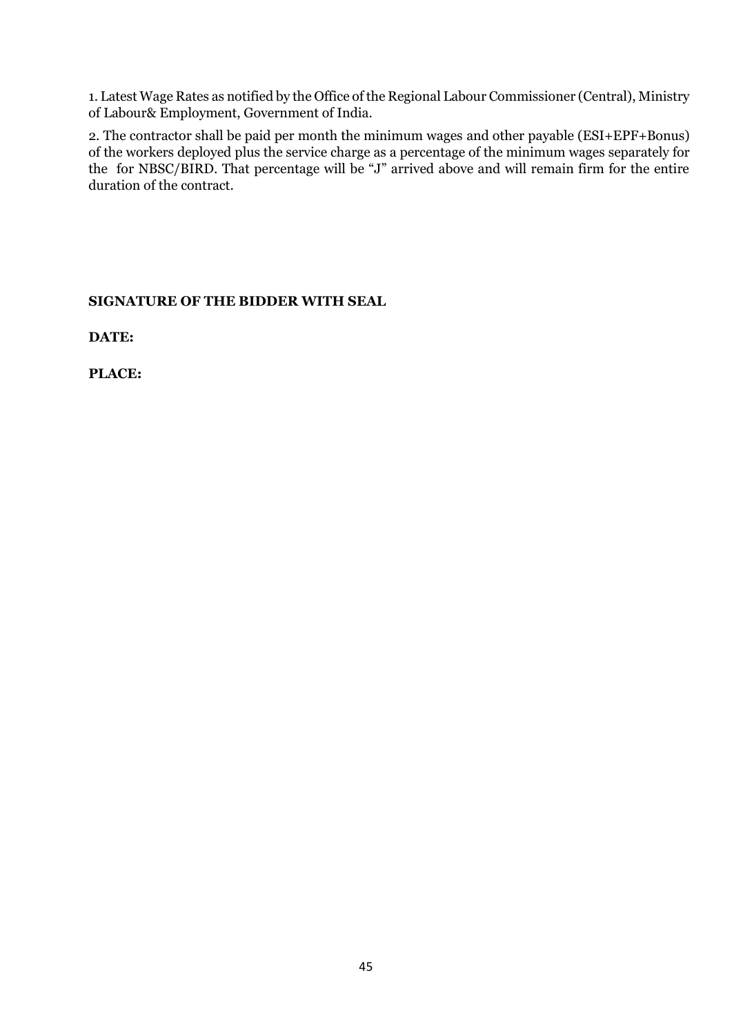1. Latest Wage Rates as notified by the Office of the Regional Labour Commissioner (Central), Ministry of Labour& Employment, Government of India.

2. The contractor shall be paid per month the minimum wages and other payable (ESI+EPF+Bonus) of the workers deployed plus the service charge as a percentage of the minimum wages separately for the for NBSC/BIRD. That percentage will be "J" arrived above and will remain firm for the entire duration of the contract.

**SIGNATURE OF THE BIDDER WITH SEAL**

**DATE:**

**PLACE:**